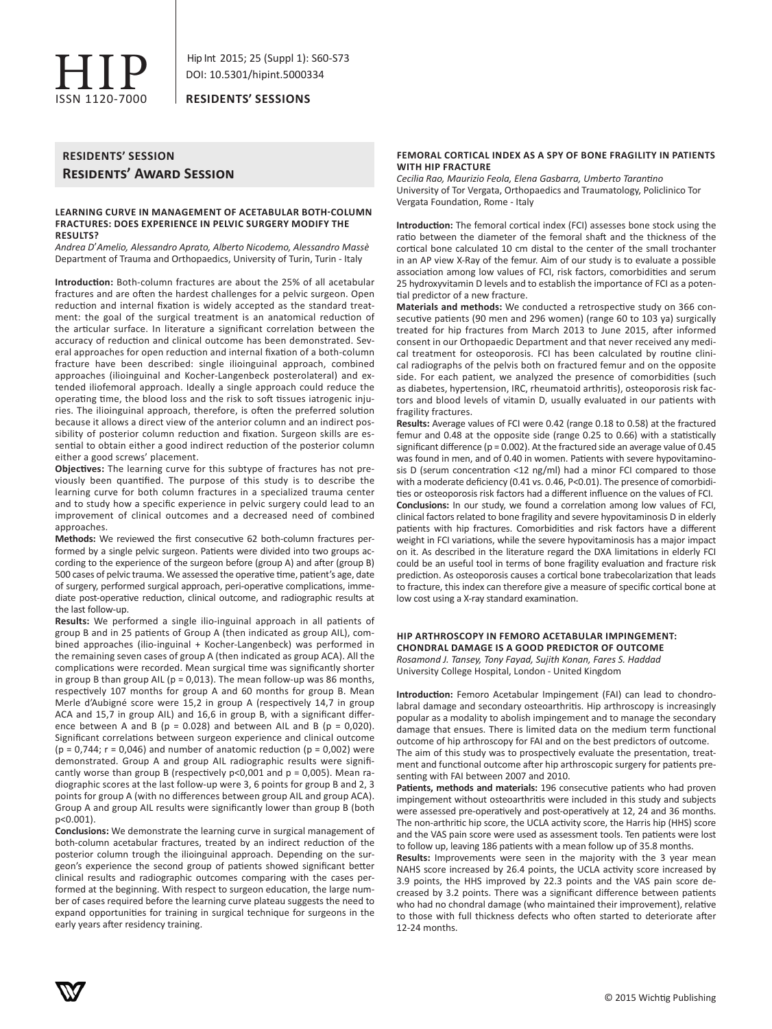# RESIDENTS' SESSIONS

## RESIDENTS' SESSION
## Residents' Award Session

### LEARNING CURVE IN MANAGEMENT OF ACETABULAR BOTH-COLUMN FRACTURES: DOES EXPERIENCE IN PELVIC SURGERY MODIFY THE RESULTS?

*Andrea D'Amelio, Alessandro Aprato, Alberto Nicodemo, Alessandro Massè*
Department of Trauma and Orthopaedics, University of Turin, Turin - Italy

**Introduction:** Both-column fractures are about the 25% of all acetabular fractures and are often the hardest challenges for a pelvic surgeon. Open reduction and internal fixation is widely accepted as the standard treatment: the goal of the surgical treatment is an anatomical reduction of the articular surface. In literature a significant correlation between the accuracy of reduction and clinical outcome has been demonstrated. Several approaches for open reduction and internal fixation of a both-column fracture have been described: single ilioinguinal approach, combined approaches (ilioinguinal and Kocher-Langenbeck posterolateral) and extended iliofemoral approach. Ideally a single approach could reduce the operating time, the blood loss and the risk to soft tissues iatrogenic injuries. The ilioinguinal approach, therefore, is often the preferred solution because it allows a direct view of the anterior column and an indirect possibility of posterior column reduction and fixation. Surgeon skills are essential to obtain either a good indirect reduction of the posterior column either a good screws' placement.

**Objectives:** The learning curve for this subtype of fractures has not previously been quantified. The purpose of this study is to describe the learning curve for both column fractures in a specialized trauma center and to study how a specific experience in pelvic surgery could lead to an improvement of clinical outcomes and a decreased need of combined approaches.

**Methods:** We reviewed the first consecutive 62 both-column fractures performed by a single pelvic surgeon. Patients were divided into two groups according to the experience of the surgeon before (group A) and after (group B) 500 cases of pelvic trauma. We assessed the operative time, patient's age, date of surgery, performed surgical approach, peri-operative complications, immediate post-operative reduction, clinical outcome, and radiographic results at the last follow-up.

**Results:** We performed a single ilio-inguinal approach in all patients of group B and in 25 patients of Group A (then indicated as group AIL), combined approaches (ilio-inguinal + Kocher-Langenbeck) was performed in the remaining seven cases of group A (then indicated as group ACA). All the complications were recorded. Mean surgical time was significantly shorter in group B than group AIL (p = 0,013). The mean follow-up was 86 months, respectively 107 months for group A and 60 months for group B. Mean Merle d'Aubigné score were 15,2 in group A (respectively 14,7 in group ACA and 15,7 in group AIL) and 16,6 in group B, with a significant difference between A and B (p = 0.028) and between AIL and B (p = 0,020). Significant correlations between surgeon experience and clinical outcome (p = 0,744; r = 0,046) and number of anatomic reduction (p = 0,002) were demonstrated. Group A and group AIL radiographic results were significantly worse than group B (respectively p<0,001 and p = 0,005). Mean radiographic scores at the last follow-up were 3, 6 points for group B and 2, 3 points for group A (with no differences between group AIL and group ACA). Group A and group AIL results were significantly lower than group B (both p<0.001).

**Conclusions:** We demonstrate the learning curve in surgical management of both-column acetabular fractures, treated by an indirect reduction of the posterior column trough the ilioinguinal approach. Depending on the surgeon's experience the second group of patients showed significant better clinical results and radiographic outcomes comparing with the cases performed at the beginning. With respect to surgeon education, the large number of cases required before the learning curve plateau suggests the need to expand opportunities for training in surgical technique for surgeons in the early years after residency training.

### FEMORAL CORTICAL INDEX AS A SPY OF BONE FRAGILITY IN PATIENTS WITH HIP FRACTURE

*Cecilia Rao, Maurizio Feola, Elena Gasbarra, Umberto Tarantino*
University of Tor Vergata, Orthopaedics and Traumatology, Policlinico Tor Vergata Foundation, Rome - Italy

**Introduction:** The femoral cortical index (FCI) assesses bone stock using the ratio between the diameter of the femoral shaft and the thickness of the cortical bone calculated 10 cm distal to the center of the small trochanter in an AP view X-Ray of the femur. Aim of our study is to evaluate a possible association among low values of FCI, risk factors, comorbidities and serum 25 hydroxyvitamin D levels and to establish the importance of FCI as a potential predictor of a new fracture.

**Materials and methods:** We conducted a retrospective study on 366 consecutive patients (90 men and 296 women) (range 60 to 103 ya) surgically treated for hip fractures from March 2013 to June 2015, after informed consent in our Orthopaedic Department and that never received any medical treatment for osteoporosis. FCI has been calculated by routine clinical radiographs of the pelvis both on fractured femur and on the opposite side. For each patient, we analyzed the presence of comorbidities (such as diabetes, hypertension, IRC, rheumatoid arthritis), osteoporosis risk factors and blood levels of vitamin D, usually evaluated in our patients with fragility fractures.

**Results:** Average values of FCI were 0.42 (range 0.18 to 0.58) at the fractured femur and 0.48 at the opposite side (range 0.25 to 0.66) with a statistically significant difference (p = 0.002). At the fractured side an average value of 0.45 was found in men, and of 0.40 in women. Patients with severe hypovitaminosis D (serum concentration <12 ng/ml) had a minor FCI compared to those with a moderate deficiency (0.41 vs. 0.46, P<0.01). The presence of comorbidities or osteoporosis risk factors had a different influence on the values of FCI.

**Conclusions:** In our study, we found a correlation among low values of FCI, clinical factors related to bone fragility and severe hypovitaminosis D in elderly patients with hip fractures. Comorbidities and risk factors have a different weight in FCI variations, while the severe hypovitaminosis has a major impact on it. As described in the literature regard the DXA limitations in elderly FCI could be an useful tool in terms of bone fragility evaluation and fracture risk prediction. As osteoporosis causes a cortical bone trabecolarization that leads to fracture, this index can therefore give a measure of specific cortical bone at low cost using a X-ray standard examination.

### HIP ARTHROSCOPY IN FEMORO ACETABULAR IMPINGEMENT: CHONDRAL DAMAGE IS A GOOD PREDICTOR OF OUTCOME

*Rosamond J. Tansey, Tony Fayad, Sujith Konan, Fares S. Haddad*
University College Hospital, London - United Kingdom

**Introduction:** Femoro Acetabular Impingement (FAI) can lead to chondrolabral damage and secondary osteoarthritis. Hip arthroscopy is increasingly popular as a modality to abolish impingement and to manage the secondary damage that ensues. There is limited data on the medium term functional outcome of hip arthroscopy for FAI and on the best predictors of outcome.

The aim of this study was to prospectively evaluate the presentation, treatment and functional outcome after hip arthroscopic surgery for patients presenting with FAI between 2007 and 2010.

**Patients, methods and materials:** 196 consecutive patients who had proven impingement without osteoarthritis were included in this study and subjects were assessed pre-operatively and post-operatively at 12, 24 and 36 months. The non-arthritic hip score, the UCLA activity score, the Harris hip (HHS) score and the VAS pain score were used as assessment tools. Ten patients were lost to follow up, leaving 186 patients with a mean follow up of 35.8 months.

**Results:** Improvements were seen in the majority with the 3 year mean NAHS score increased by 26.4 points, the UCLA activity score increased by 3.9 points, the HHS improved by 22.3 points and the VAS pain score decreased by 3.2 points. There was a significant difference between patients who had no chondral damage (who maintained their improvement), relative to those with full thickness defects who often started to deteriorate after 12-24 months.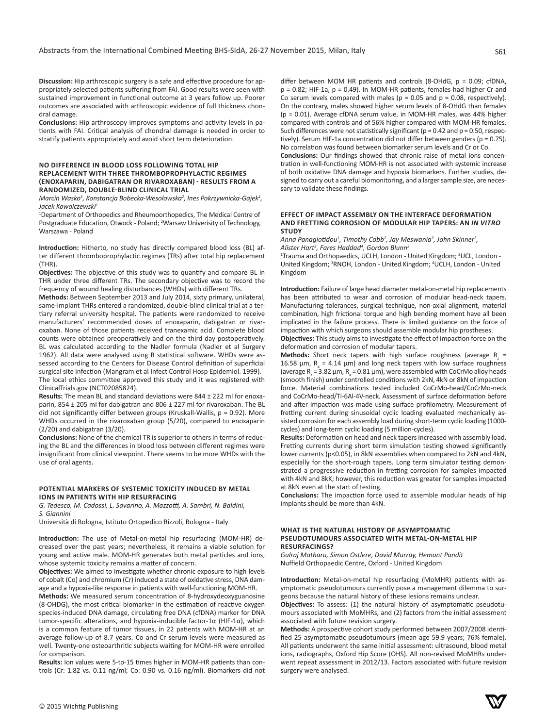**Discussion:** Hip arthroscopic surgery is a safe and effective procedure for appropriately selected patients suffering from FAI. Good results were seen with sustained improvement in functional outcome at 3 years follow up. Poorer outcomes are associated with arthroscopic evidence of full thickness chondral damage.

**Conclusions:** Hip arthroscopy improves symptoms and activity levels in patients with FAI. Critical analysis of chondral damage is needed in order to stratify patients appropriately and avoid short term deterioration.

### NO DIFFERENCE IN BLOOD LOSS FOLLOWING TOTAL HIP REPLACEMENT WITH THREE THROMBOPROPHYLACTIC REGIMES (ENOXAPARIN, DABIGATRAN OR RIVAROXABAN) - RESULTS FROM A RANDOMIZED, DOUBLE-BLIND CLINICAL TRIAL

*Marcin Wasko[1], Konstancja Bobecka-Wesolowska[2], Ines Pokrzywnicka-Gajek[1], Jacek Kowalczewski[1]*

[1]Department of Orthopedics and Rheumoorthopedics, The Medical Centre of Postgraduate Education, Otwock - Poland; [2]Warsaw Univerisity of Technology, Warszawa - Poland

**Introduction:** Hitherto, no study has directly compared blood loss (BL) after different thromboprophylactic regimes (TRs) after total hip replacement (THR).

**Objectives:** The objective of this study was to quantify and compare BL in THR under three different TRs. The secondary objective was to record the frequency of wound healing disturbances (WHDs) with different TRs.

**Methods:** Between September 2013 and July 2014, sixty primary, unilateral, same-implant THRs entered a randomized, double-blind clinical trial at a tertiary referral university hospital. The patients were randomized to receive manufacturers' recommended doses of enoxaparin, dabigatran or rivaroxaban. None of those patients received tranexamic acid. Complete blood counts were obtained preoperatively and on the third day postoperatively. BL was calculated according to the Nadler formula (Nadler et al Surgery 1962). All data were analysed using R statistical software. WHDs were assessed according to the Centers for Disease Control definition of superficial surgical site infection (Mangram et al Infect Control Hosp Epidemiol. 1999). The local ethics committee approved this study and it was registered with ClinicalTrials.gov (NCT02085824).

**Results:** The mean BL and standard deviations were 844 ± 222 ml for enoxaparin, 854 ± 205 ml for dabigatran and 806 ± 227 ml for rivaroxaban. The BL did not significantly differ between groups (Kruskall-Wallis, $p = 0.92$). More WHDs occurred in the rivaroxaban group (5/20), compared to enoxaparin (2/20) and dabigatran (3/20).

**Conclusions:** None of the chemical TR is superior to others in terms of reducing the BL and the differences in blood loss between different regimes were insignificant from clinical viewpoint. There seems to be more WHDs with the use of oral agents.

### POTENTIAL MARKERS OF SYSTEMIC TOXICITY INDUCED BY METAL IONS IN PATIENTS WITH HIP RESURFACING

*G. Tedesco, M. Cadossi, L. Savarino, A. Mazzotti, A. Sambri, N. Baldini, S. Giannini*

Università di Bologna, Istituto Ortopedico Rizzoli, Bologna - Italy

**Introduction:** The use of Metal-on-metal hip resurfacing (MOM-HR) decreased over the past years; nevertheless, it remains a viable solution for young and active male. MOM-HR generates both metal particles and ions, whose systemic toxicity remains a matter of concern.

**Objectives:** We aimed to investigate whether chronic exposure to high levels of cobalt (Co) and chromium (Cr) induced a state of oxidative stress, DNA damage and a hypoxia-like response in patients with well-functioning MOM-HR.

**Methods:** We measured serum concentration of 8-hydroxydeoxyguanosine (8-OHDG), the most critical biomarker in the estimation of reactive oxygen species-induced DNA damage, circulating free DNA (cfDNA) marker for DNA tumor-specific alterations, and hypoxia-inducible factor-1α (HIF-1α), which is a common feature of tumor tissues, in 22 patients with MOM-HR at an average follow-up of 8.7 years. Co and Cr serum levels were measured as well. Twenty-one osteoarthritic subjects waiting for MOM-HR were enrolled for comparison.

**Results:** Ion values were 5-to-15 times higher in MOM-HR patients than controls (Cr: 1.82 vs. 0.11 ng/ml; Co: 0.90 vs. 0.16 ng/ml). Biomarkers did not differ between MOM HR patients and controls (8-OHdG, $p = 0.09$; cfDNA, $p = 0.82$; HIF-1a, $p = 0.49$). In MOM-HR patients, females had higher Cr and Co serum levels compared with males ($p = 0.05$ and $p = 0.08$, respectively). On the contrary, males showed higher serum levels of 8-OHdG than females ($p = 0.01$). Average cfDNA serum value, in MOM-HR males, was 44% higher compared with controls and of 56% higher compared with MOM-HR females. Such differences were not statistically significant ($p = 0.42$ and $p = 0.50$, respectively). Serum HIF-1a concentration did not differ between genders ($p = 0.75$). No correlation was found between biomarker serum levels and Cr or Co.

**Conclusions:** Our findings showed that chronic raise of metal ions concentration in well-functioning MOM-HR is not associated with systemic increase of both oxidative DNA damage and hypoxia biomarkers. Further studies, designed to carry out a careful biomonitoring, and a larger sample size, are necessary to validate these findings.

### EFFECT OF IMPACT ASSEMBLY ON THE INTERFACE DEFORMATION AND FRETTING CORROSION OF MODULAR HIP TAPERS: AN *IN VITRO* STUDY

*Anna Panagiotidou[1], Timothy Cobb[2], Jay Meswania[2], John Skinner[3], Alister Hart[3], Fares Haddad[4], Gordon Blunn[2]*

[1]Trauma and Orthopaedics, UCLH, London - United Kingdom; [2]UCL, London - United Kingdom; [3]RNOH, London - United Kingdom; [4]UCLH, London - United Kingdom

**Introduction:** Failure of large head diameter metal-on-metal hip replacements has been attributed to wear and corrosion of modular head-neck tapers. Manufacturing tolerances, surgical technique, non-axial alignment, material combination, high frictional torque and high bending moment have all been implicated in the failure process. There is limited guidance on the force of impaction with which surgeons should assemble modular hip prostheses.

**Objectives:** This study aims to investigate the effect of impaction force on the deformation and corrosion of modular tapers.

**Methods:** Short neck tapers with high surface roughness (average $R_z$ = 16.58 μm, $R_a$ = 4.14 μm) and long neck tapers with low surface roughness (average $R_z$ = 3.82 μm, $R_a$ = 0.81 μm), were assembled with CoCrMo alloy heads (smooth finish) under controlled conditions with 2kN, 4kN or 8kN of impaction force. Material combinations tested included CoCrMo-head/CoCrMo-neck and CoCrMo-head/Ti-6Al-4V-neck. Assessment of surface deformation before and after impaction was made using surface profilometry. Measurement of fretting current during sinusoidal cyclic loading evaluated mechanically assisted corrosion for each assembly load during short-term cyclic loading (1000-cycles) and long-term cyclic loading (5 million-cycles).

**Results:** Deformation on head and neck tapers increased with assembly load. Fretting currents during short term simulation testing showed significantly lower currents ($p<0.05$), in 8kN assemblies when compared to 2kN and 4kN, especially for the short-rough tapers. Long term simulator testing demonstrated a progressive reduction in fretting corrosion for samples impacted with 4kN and 8kN; however, this reduction was greater for samples impacted at 8kN even at the start of testing.

**Conclusions:** The impaction force used to assemble modular heads of hip implants should be more than 4kN.

### WHAT IS THE NATURAL HISTORY OF ASYMPTOMATIC PSEUDOTUMOURS ASSOCIATED WITH METAL-ON-METAL HIP RESURFACINGS?

*Gulraj Matharu, Simon Ostlere, David Murray, Hemant Pandit*

Nuffield Orthopaedic Centre, Oxford - United Kingdom

**Introduction:** Metal-on-metal hip resurfacing (MoMHR) patients with asymptomatic pseudotumours currently pose a management dilemma to surgeons because the natural history of these lesions remains unclear.

**Objectives:** To assess: (1) the natural history of asymptomatic pseudotumours associated with MoMHRs, and (2) factors from the initial assessment associated with future revision surgery.

**Methods:** A prospective cohort study performed between 2007/2008 identified 25 asymptomatic pseudotumours (mean age 59.9 years; 76% female). All patients underwent the same initial assessment: ultrasound, blood metal ions, radiographs, Oxford Hip Score (OHS). All non-revised MoMHRs underwent repeat assessment in 2012/13. Factors associated with future revision surgery were analysed.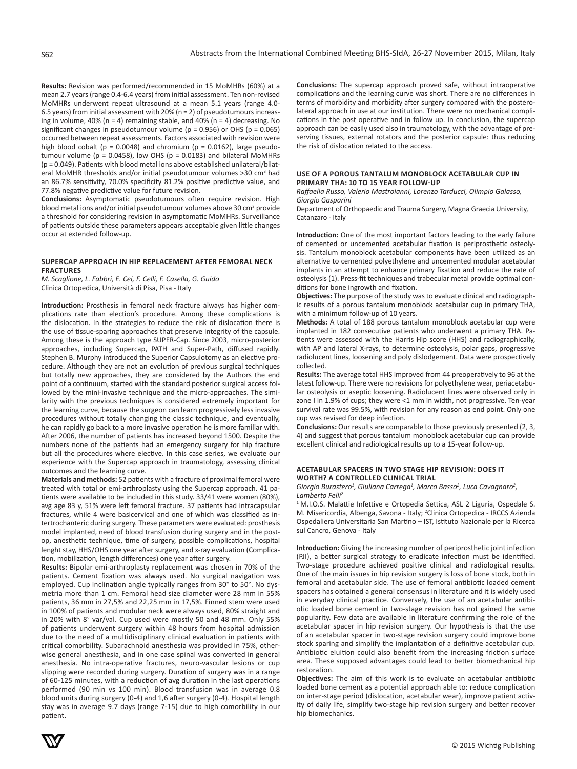**Results:** Revision was performed/recommended in 15 MoMHRs (60%) at a mean 2.7 years (range 0.4-6.4 years) from initial assessment. Ten non-revised MoMHRs underwent repeat ultrasound at a mean 5.1 years (range 4.0-6.5 years) from initial assessment with 20% (n = 2) of pseudotumours increasing in volume, 40% (n = 4) remaining stable, and 40% (n = 4) decreasing. No significant changes in pseudotumour volume (p = 0.956) or OHS (p = 0.065) occurred between repeat assessments. Factors associated with revision were high blood cobalt (p = 0.0048) and chromium (p = 0.0162), large pseudotumour volume (p = 0.0458), low OHS (p = 0.0183) and bilateral MoMHRs (p = 0.049). Patients with blood metal ions above established unilateral/bilateral MoMHR thresholds and/or initial pseudotumour volumes >30 $cm^3$ had an 86.7% sensitivity, 70.0% specificity 81.2% positive predictive value, and 77.8% negative predictive value for future revision.

**Conclusions:** Asymptomatic pseudotumours often require revision. High blood metal ions and/or initial pseudotumour volumes above 30 $cm^3$ provide a threshold for considering revision in asymptomatic MoMHRs. Surveillance of patients outside these parameters appears acceptable given little changes occur at extended follow-up.

## SUPERCAP APPROACH IN HIP REPLACEMENT AFTER FEMORAL NECK FRACTURES

*M. Scaglione, L. Fabbri, E. Cei, F. Celli, F. Casella, G. Guido*
Clinica Ortopedica, Università di Pisa, Pisa - Italy

**Introduction:** Prosthesis in femoral neck fracture always has higher complications rate than election's procedure. Among these complications is the dislocation. In the strategies to reduce the risk of dislocation there is the use of tissue-sparing approaches that preserve integrity of the capsule. Among these is the approach type SUPER-Cap. Since 2003, micro-posterior approaches, including Supercap, PATH and Super-Path, diffused rapidly. Stephen B. Murphy introduced the Superior Capsulotomy as an elective procedure. Although they are not an evolution of previous surgical techniques but totally new approaches, they are considered by the Authors the end point of a continuum, started with the standard posterior surgical access followed by the mini-invasive technique and the micro-approaches. The similarity with the previous techniques is considered extremely important for the learning curve, because the surgeon can learn progressively less invasive procedures without totally changing the classic technique, and eventually, he can rapidly go back to a more invasive operation he is more familiar with. After 2006, the number of patients has increased beyond 1500. Despite the numbers none of the patients had an emergency surgery for hip fracture but all the procedures where elective. In this case series, we evaluate our experience with the Supercap approach in traumatology, assessing clinical outcomes and the learning curve.

**Materials and methods:** 52 patients with a fracture of proximal femoral were treated with total or emi-arthroplasty using the Supercap approach. 41 patients were available to be included in this study. 33/41 were women (80%), avg age 83 y, 51% were left femoral fracture. 37 patients had intracapsular fractures, while 4 were basicervical and one of which was classified as intertrochanteric during surgery. These parameters were evaluated: prosthesis model implanted, need of blood transfusion during surgery and in the post-op, anesthetic technique, time of surgery, possible complications, hospital lenght stay, HHS/OHS one year after surgery, and x-ray evaluation (Complication, mobilization, length differences) one year after surgery.

**Results:** Bipolar emi-arthroplasty replacement was chosen in 70% of the patients. Cement fixation was always used. No surgical navigation was employed. Cup inclination angle typically ranges from 30° to 50°. No dysmetria more than 1 cm. Femoral head size diameter were 28 mm in 55% patients, 36 mm in 27,5% and 22,25 mm in 17,5%. Finned stem were used in 100% of patients and modular neck were always used, 80% straight and in 20% with 8° var/val. Cup used were mostly 50 and 48 mm. Only 55% of patients underwent surgery within 48 hours from hospital admission due to the need of a multidisciplinary clinical evaluation in patients with critical comorbidity. Subarachnoid anesthesia was provided in 75%, otherwise general anesthesia, and in one case spinal was converted in general anesthesia. No intra-operative fractures, neuro-vascular lesions or cup slipping were recorded during surgery. Duration of surgery was in a range of 60-125 minutes, with a reduction of avg duration in the last operations performed (90 min vs 100 min). Blood transfusion was in average 0.8 blood units during surgery (0-4) and 1,6 after surgery (0-4). Hospital length stay was in average 9.7 days (range 7-15) due to high comorbility in our patient.

**Conclusions:** The supercap approach proved safe, without intraoperative complications and the learning curve was short. There are no differences in terms of morbidity and morbidity after surgery compared with the posterolateral approach in use at our institution. There were no mechanical complications in the post operative and in follow up. In conclusion, the supercap approach can be easily used also in traumatology, with the advantage of preserving tissues, external rotators and the posterior capsule: thus reducing the risk of dislocation related to the access.

## USE OF A POROUS TANTALUM MONOBLOCK ACETABULAR CUP IN PRIMARY THA: 10 TO 15 YEAR FOLLOW-UP

*Raffaella Russo, Valerio Mastroianni, Lorenzo Tarducci, Olimpio Galasso, Giorgio Gasparini*
Department of Orthopaedic and Trauma Surgery, Magna Graecia University, Catanzaro - Italy

**Introduction:** One of the most important factors leading to the early failure of cemented or uncemented acetabular fixation is periprosthetic osteolysis. Tantalum monoblock acetabular components have been utilized as an alternative to cemented polyethylene and uncemented modular acetabular implants in an attempt to enhance primary fixation and reduce the rate of osteolysis (1). Press-fit techniques and trabecular metal provide optimal conditions for bone ingrowth and fixation.

**Objectives:** The purpose of the study was to evaluate clinical and radiographic results of a porous tantalum monoblock acetabular cup in primary THA, with a minimum follow-up of 10 years.

**Methods:** A total of 188 porous tantalum monoblock acetabular cup were implanted in 182 consecutive patients who underwent a primary THA. Patients were assessed with the Harris Hip score (HHS) and radiographically, with AP and lateral X-rays, to determine osteolysis, polar gaps, progressive radiolucent lines, loosening and poly dislodgement. Data were prospectively collected.

**Results:** The average total HHS improved from 44 preoperatively to 96 at the latest follow-up. There were no revisions for polyethylene wear, periacetabular osteolysis or aseptic loosening. Radiolucent lines were observed only in zone I in 1.9% of cups; they were <1 mm in width, not progressive. Ten-year survival rate was 99.5%, with revision for any reason as end point. Only one cup was revised for deep infection.

**Conclusions:** Our results are comparable to those previously presented (2, 3, 4) and suggest that porous tantalum monoblock acetabular cup can provide excellent clinical and radiological results up to a 15-year follow-up.

## ACETABULAR SPACERS IN TWO STAGE HIP REVISION: DOES IT WORTH? A CONTROLLED CLINICAL TRIAL

*Giorgio Burastero[1], Giuliana Carrega[1], Marco Basso[2], Luca Cavagnaro[2], Lamberto Felli[2]*
[1] M.I.O.S. Malattie Infettive e Ortopedia Settica, ASL 2 Liguria, Ospedale S. M. Misericordia, Albenga, Savona - Italy; [2] Clinica Ortopedica - IRCCS Azienda Ospedaliera Universitaria San Martino – IST, Istituto Nazionale per la Ricerca sul Cancro, Genova - Italy

**Introduction:** Giving the increasing number of periprosthetic joint infection (PJI), a better surgical strategy to eradicate infection must be identified. Two-stage procedure achieved positive clinical and radiological results. One of the main issues in hip revision surgery is loss of bone stock, both in femoral and acetabular side. The use of femoral antibiotic loaded cement spacers has obtained a general consensus in literature and it is widely used in everyday clinical practice. Conversely, the use of an acetabular antibiotic loaded bone cement in two-stage revision has not gained the same popularity. Few data are available in literature confirming the role of the acetabular spacer in hip revision surgery. Our hypothesis is that the use of an acetabular spacer in two-stage revision surgery could improve bone stock sparing and simplify the implantation of a definitive acetabular cup. Antibiotic elution could also benefit from the increasing friction surface area. These supposed advantages could lead to better biomechanical hip restoration.

**Objectives:** The aim of this work is to evaluate an acetabular antibiotic loaded bone cement as a potential approach able to: reduce complication on inter-stage period (dislocation, acetabular wear), improve patient activity of daily life, simplify two-stage hip revision surgery and better recover hip biomechanics.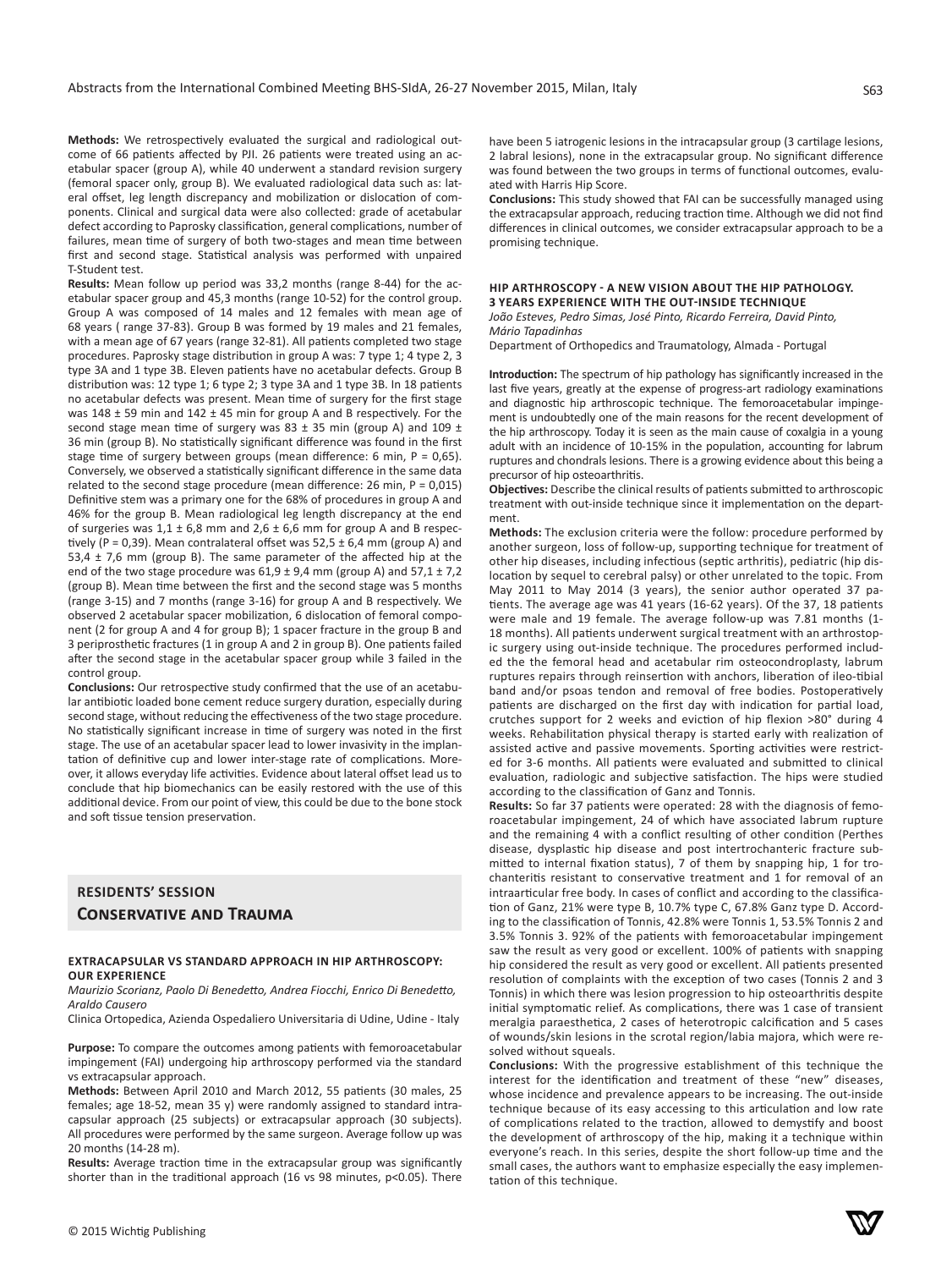**Methods:** We retrospectively evaluated the surgical and radiological outcome of 66 patients affected by PJI. 26 patients were treated using an acetabular spacer (group A), while 40 underwent a standard revision surgery (femoral spacer only, group B). We evaluated radiological data such as: lateral offset, leg length discrepancy and mobilization or dislocation of components. Clinical and surgical data were also collected: grade of acetabular defect according to Paprosky classification, general complications, number of failures, mean time of surgery of both two-stages and mean time between first and second stage. Statistical analysis was performed with unpaired T-Student test.

**Results:** Mean follow up period was 33,2 months (range 8-44) for the acetabular spacer group and 45,3 months (range 10-52) for the control group. Group A was composed of 14 males and 12 females with mean age of 68 years ( range 37-83). Group B was formed by 19 males and 21 females, with a mean age of 67 years (range 32-81). All patients completed two stage procedures. Paprosky stage distribution in group A was: 7 type 1; 4 type 2, 3 type 3A and 1 type 3B. Eleven patients have no acetabular defects. Group B distribution was: 12 type 1; 6 type 2; 3 type 3A and 1 type 3B. In 18 patients no acetabular defects was present. Mean time of surgery for the first stage was 148 ± 59 min and 142 ± 45 min for group A and B respectively. For the second stage mean time of surgery was 83 ± 35 min (group A) and 109 ± 36 min (group B). No statistically significant difference was found in the first stage time of surgery between groups (mean difference: 6 min, P = 0,65). Conversely, we observed a statistically significant difference in the same data related to the second stage procedure (mean difference: 26 min, P = 0,015) Definitive stem was a primary one for the 68% of procedures in group A and 46% for the group B. Mean radiological leg length discrepancy at the end of surgeries was 1,1 ± 6,8 mm and 2,6 ± 6,6 mm for group A and B respectively (P = 0,39). Mean contralateral offset was 52,5 ± 6,4 mm (group A) and 53,4 ± 7,6 mm (group B). The same parameter of the affected hip at the end of the two stage procedure was 61,9 ± 9,4 mm (group A) and 57,1 ± 7,2 (group B). Mean time between the first and the second stage was 5 months (range 3-15) and 7 months (range 3-16) for group A and B respectively. We observed 2 acetabular spacer mobilization, 6 dislocation of femoral component (2 for group A and 4 for group B); 1 spacer fracture in the group B and 3 periprosthetic fractures (1 in group A and 2 in group B). One patients failed after the second stage in the acetabular spacer group while 3 failed in the control group.

**Conclusions:** Our retrospective study confirmed that the use of an acetabular antibiotic loaded bone cement reduce surgery duration, especially during second stage, without reducing the effectiveness of the two stage procedure. No statistically significant increase in time of surgery was noted in the first stage. The use of an acetabular spacer lead to lower invasivity in the implantation of definitive cup and lower inter-stage rate of complications. Moreover, it allows everyday life activities. Evidence about lateral offset lead us to conclude that hip biomechanics can be easily restored with the use of this additional device. From our point of view, this could be due to the bone stock and soft tissue tension preservation.

## RESIDENTS' SESSION

## Conservative and Trauma

### EXTRACAPSULAR VS STANDARD APPROACH IN HIP ARTHROSCOPY: OUR EXPERIENCE

*Maurizio Scorianz, Paolo Di Benedetto, Andrea Fiocchi, Enrico Di Benedetto, Araldo Causero*

Clinica Ortopedica, Azienda Ospedaliero Universitaria di Udine, Udine - Italy

**Purpose:** To compare the outcomes among patients with femoroacetabular impingement (FAI) undergoing hip arthroscopy performed via the standard vs extracapsular approach.

**Methods:** Between April 2010 and March 2012, 55 patients (30 males, 25 females; age 18-52, mean 35 y) were randomly assigned to standard intracapsular approach (25 subjects) or extracapsular approach (30 subjects). All procedures were performed by the same surgeon. Average follow up was 20 months (14-28 m).

**Results:** Average traction time in the extracapsular group was significantly shorter than in the traditional approach (16 vs 98 minutes, $p<0.05$). There have been 5 iatrogenic lesions in the intracapsular group (3 cartilage lesions, 2 labral lesions), none in the extracapsular group. No significant difference was found between the two groups in terms of functional outcomes, evaluated with Harris Hip Score.

**Conclusions:** This study showed that FAI can be successfully managed using the extracapsular approach, reducing traction time. Although we did not find differences in clinical outcomes, we consider extracapsular approach to be a promising technique.

### HIP ARTHROSCOPY - A NEW VISION ABOUT THE HIP PATHOLOGY. 3 YEARS EXPERIENCE WITH THE OUT-INSIDE TECHNIQUE

*João Esteves, Pedro Simas, José Pinto, Ricardo Ferreira, David Pinto, Mário Tapadinhas*

Department of Orthopedics and Traumatology, Almada - Portugal

**Introduction:** The spectrum of hip pathology has significantly increased in the last five years, greatly at the expense of progress-art radiology examinations and diagnostic hip arthroscopic technique. The femoroacetabular impingement is undoubtedly one of the main reasons for the recent development of the hip arthroscopy. Today it is seen as the main cause of coxalgia in a young adult with an incidence of 10-15% in the population, accounting for labrum ruptures and chondrals lesions. There is a growing evidence about this being a precursor of hip osteoarthritis.

**Objectives:** Describe the clinical results of patients submitted to arthroscopic treatment with out-inside technique since it implementation on the department.

**Methods:** The exclusion criteria were the follow: procedure performed by another surgeon, loss of follow-up, supporting technique for treatment of other hip diseases, including infectious (septic arthritis), pediatric (hip dislocation by sequel to cerebral palsy) or other unrelated to the topic. From May 2011 to May 2014 (3 years), the senior author operated 37 patients. The average age was 41 years (16-62 years). Of the 37, 18 patients were male and 19 female. The average follow-up was 7.81 months (1-18 months). All patients underwent surgical treatment with an arthrostopic surgery using out-inside technique. The procedures performed included the the femoral head and acetabular rim osteocondroplasty, labrum ruptures repairs through reinsertion with anchors, liberation of ileo-tibial band and/or psoas tendon and removal of free bodies. Postoperatively patients are discharged on the first day with indication for partial load, crutches support for 2 weeks and eviction of hip flexion >80° during 4 weeks. Rehabilitation physical therapy is started early with realization of assisted active and passive movements. Sporting activities were restricted for 3-6 months. All patients were evaluated and submitted to clinical evaluation, radiologic and subjective satisfaction. The hips were studied according to the classification of Ganz and Tonnis.

**Results:** So far 37 patients were operated: 28 with the diagnosis of femoroacetabular impingement, 24 of which have associated labrum rupture and the remaining 4 with a conflict resulting of other condition (Perthes disease, dysplastic hip disease and post intertrochanteric fracture submitted to internal fixation status), 7 of them by snapping hip, 1 for trochanteritis resistant to conservative treatment and 1 for removal of an intraarticular free body. In cases of conflict and according to the classification of Ganz, 21% were type B, 10.7% type C, 67.8% Ganz type D. According to the classification of Tonnis, 42.8% were Tonnis 1, 53.5% Tonnis 2 and 3.5% Tonnis 3. 92% of the patients with femoroacetabular impingement saw the result as very good or excellent. 100% of patients with snapping hip considered the result as very good or excellent. All patients presented resolution of complaints with the exception of two cases (Tonnis 2 and 3 Tonnis) in which there was lesion progression to hip osteoarthritis despite initial symptomatic relief. As complications, there was 1 case of transient meralgia paraesthetica, 2 cases of heterotropic calcification and 5 cases of wounds/skin lesions in the scrotal region/labia majora, which were resolved without squeals.

**Conclusions:** With the progressive establishment of this technique the interest for the identification and treatment of these "new" diseases, whose incidence and prevalence appears to be increasing. The out-inside technique because of its easy accessing to this articulation and low rate of complications related to the traction, allowed to demystify and boost the development of arthroscopy of the hip, making it a technique within everyone's reach. In this series, despite the short follow-up time and the small cases, the authors want to emphasize especially the easy implementation of this technique.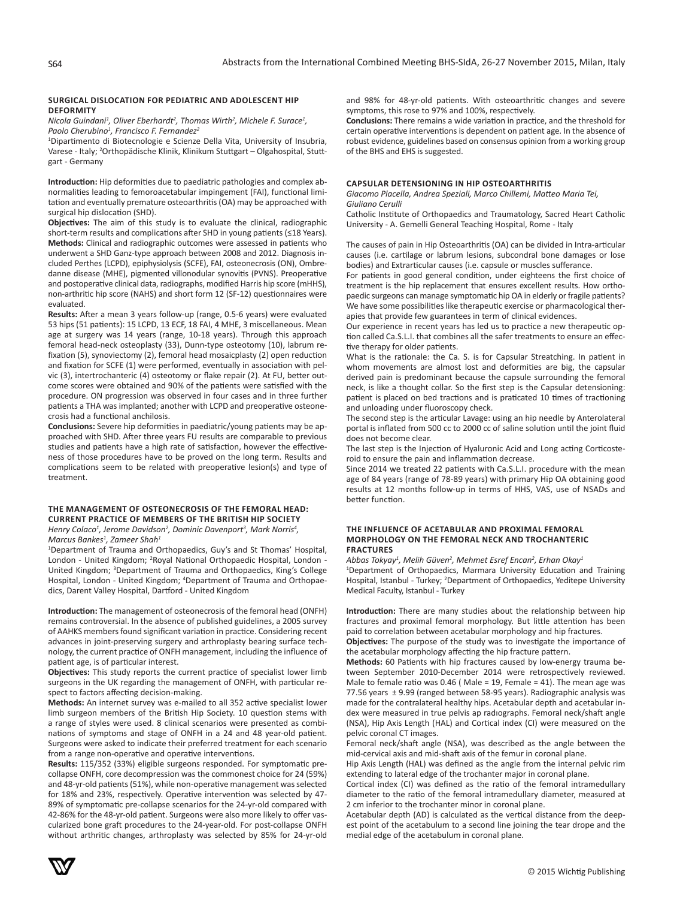### SURGICAL DISLOCATION FOR PEDIATRIC AND ADOLESCENT HIP DEFORMITY

*Nicola Guindani[1], Oliver Eberhardt[2], Thomas Wirth[2], Michele F. Surace[1], Paolo Cherubino[1], Francisco F. Fernandez[2]*

[1]Dipartimento di Biotecnologie e Scienze Della Vita, University of Insubria, Varese - Italy; [2]Orthopädische Klinik, Klinikum Stuttgart – Olgahospital, Stuttgart - Germany

**Introduction:** Hip deformities due to paediatric pathologies and complex abnormalities leading to femoroacetabular impingement (FAI), functional limitation and eventually premature osteoarthritis (OA) may be approached with surgical hip dislocation (SHD).

**Objectives:** The aim of this study is to evaluate the clinical, radiographic short-term results and complications after SHD in young patients (≤18 Years).

**Methods:** Clinical and radiographic outcomes were assessed in patients who underwent a SHD Ganz-type approach between 2008 and 2012. Diagnosis included Perthes (LCPD), epiphysiolysis (SCFE), FAI, osteonecrosis (ON), Ombredanne disease (MHE), pigmented villonodular synovitis (PVNS). Preoperative and postoperative clinical data, radiographs, modified Harris hip score (mHHS), non-arthritic hip score (NAHS) and short form 12 (SF-12) questionnaires were evaluated.

**Results:** After a mean 3 years follow-up (range, 0.5-6 years) were evaluated 53 hips (51 patients): 15 LCPD, 13 ECF, 18 FAI, 4 MHE, 3 miscellaneous. Mean age at surgery was 14 years (range, 10-18 years). Through this approach femoral head-neck osteoplasty (33), Dunn-type osteotomy (10), labrum refixation (5), synoviectomy (2), femoral head mosaicplasty (2) open reduction and fixation for SCFE (1) were performed, eventually in association with pelvic (3), intertrochanteric (4) osteotomy or flake repair (2). At FU, better outcome scores were obtained and 90% of the patients were satisfied with the procedure. ON progression was observed in four cases and in three further patients a THA was implanted; another with LCPD and preoperative osteonecrosis had a functional anchilosis.

**Conclusions:** Severe hip deformities in paediatric/young patients may be approached with SHD. After three years FU results are comparable to previous studies and patients have a high rate of satisfaction, however the effectiveness of those procedures have to be proved on the long term. Results and complications seem to be related with preoperative lesion(s) and type of treatment.

### THE MANAGEMENT OF OSTEONECROSIS OF THE FEMORAL HEAD: CURRENT PRACTICE OF MEMBERS OF THE BRITISH HIP SOCIETY

*Henry Colaco[1], Jerome Davidson[2], Dominic Davenport[3], Mark Norris[4], Marcus Bankes[1], Zameer Shah[1]*

[1]Department of Trauma and Orthopaedics, Guy's and St Thomas' Hospital, London - United Kingdom; [2]Royal National Orthopaedic Hospital, London - United Kingdom; [3]Department of Trauma and Orthopaedics, King's College Hospital, London - United Kingdom; [4]Department of Trauma and Orthopaedics, Darent Valley Hospital, Dartford - United Kingdom

**Introduction:** The management of osteonecrosis of the femoral head (ONFH) remains controversial. In the absence of published guidelines, a 2005 survey of AAHKS members found significant variation in practice. Considering recent advances in joint-preserving surgery and arthroplasty bearing surface technology, the current practice of ONFH management, including the influence of patient age, is of particular interest.

**Objectives:** This study reports the current practice of specialist lower limb surgeons in the UK regarding the management of ONFH, with particular respect to factors affecting decision-making.

**Methods:** An internet survey was e-mailed to all 352 active specialist lower limb surgeon members of the British Hip Society. 10 question stems with a range of styles were used. 8 clinical scenarios were presented as combinations of symptoms and stage of ONFH in a 24 and 48 year-old patient. Surgeons were asked to indicate their preferred treatment for each scenario from a range non-operative and operative interventions.

**Results:** 115/352 (33%) eligible surgeons responded. For symptomatic pre-collapse ONFH, core decompression was the commonest choice for 24 (59%) and 48-yr-old patients (51%), while non-operative management was selected for 18% and 23%, respectively. Operative intervention was selected by 47-89% of symptomatic pre-collapse scenarios for the 24-yr-old compared with 42-86% for the 48-yr-old patient. Surgeons were also more likely to offer vascularized bone graft procedures to the 24-year-old. For post-collapse ONFH without arthritic changes, arthroplasty was selected by 85% for 24-yr-old and 98% for 48-yr-old patients. With osteoarthritic changes and severe symptoms, this rose to 97% and 100%, respectively.

**Conclusions:** There remains a wide variation in practice, and the threshold for certain operative interventions is dependent on patient age. In the absence of robust evidence, guidelines based on consensus opinion from a working group of the BHS and EHS is suggested.

### CAPSULAR DETENSIONING IN HIP OSTEOARTHRITIS

*Giacomo Placella, Andrea Speziali, Marco Chillemi, Matteo Maria Tei, Giuliano Cerulli*

Catholic Institute of Orthopaedics and Traumatology, Sacred Heart Catholic University - A. Gemelli General Teaching Hospital, Rome - Italy

The causes of pain in Hip Osteoarthritis (OA) can be divided in Intra-articular causes (i.e. cartilage or labrum lesions, subcondral bone damages or lose bodies) and Extrarticular causes (i.e. capsule or muscles sufferance.

For patients in good general condition, under eighteens the first choice of treatment is the hip replacement that ensures excellent results. How orthopaedic surgeons can manage symptomatic hip OA in elderly or fragile patients? We have some possibilities like therapeutic exercise or pharmacological therapies that provide few guarantees in term of clinical evidences.

Our experience in recent years has led us to practice a new therapeutic option called Ca.S.L.I. that combines all the safer treatments to ensure an effective therapy for older patients.

What is the rationale: the Ca. S. is for Capsular Streatching. In patient in whom movements are almost lost and deformities are big, the capsular derived pain is predominant because the capsule surrounding the femoral neck, is like a thought collar. So the first step is the Capsular detensioning: patient is placed on bed tractions and is praticated 10 times of tractioning and unloading under fluoroscopy check.

The second step is the articular Lavage: using an hip needle by Anterolateral portal is inflated from 500 cc to 2000 cc of saline solution until the joint fluid does not become clear.

The last step is the Injection of Hyaluronic Acid and Long acting Corticosteroid to ensure the pain and inflammation decrease.

Since 2014 we treated 22 patients with Ca.S.L.I. procedure with the mean age of 84 years (range of 78-89 years) with primary Hip OA obtaining good results at 12 months follow-up in terms of HHS, VAS, use of NSADs and better function.

### THE INFLUENCE OF ACETABULAR AND PROXIMAL FEMORAL MORPHOLOGY ON THE FEMORAL NECK AND TROCHANTERIC FRACTURES

*Abbas Tokyay[1], Melih Güven[2], Mehmet Esref Encan[2], Erhan Okay[1]*

[1]Department of Orthopaedics, Marmara University Education and Training Hospital, Istanbul - Turkey; [2]Department of Orthopaedics, Yeditepe University Medical Faculty, Istanbul - Turkey

**Introduction:** There are many studies about the relationship between hip fractures and proximal femoral morphology. But little attention has been paid to correlation between acetabular morphology and hip fractures.

**Objectives:** The purpose of the study was to investigate the importance of the acetabular morphology affecting the hip fracture pattern.

**Methods:** 60 Patients with hip fractures caused by low-energy trauma between September 2010-December 2014 were retrospectively reviewed. Male to female ratio was 0.46 ( Male = 19, Female = 41). The mean age was 77.56 years ± 9.99 (ranged between 58-95 years). Radiographic analysis was made for the contralateral healthy hips. Acetabular depth and acetabular index were measured in true pelvis ap radıographs. Femoral neck/shaft angle (NSA), Hip Axis Length (HAL) and Cortical index (CI) were measured on the pelvic coronal CT images.

Femoral neck/shaft angle (NSA), was described as the angle between the mid-cervical axis and mid-shaft axis of the femur in coronal plane.

Hip Axis Length (HAL) was defined as the angle from the internal pelvic rim extending to lateral edge of the trochanter major in coronal plane.

Cortical index (CI) was defined as the ratio of the femoral intramedullary diameter to the ratio of the femoral intramedullary diameter, measured at 2 cm inferior to the trochanter minor in coronal plane.

Acetabular depth (AD) is calculated as the vertical distance from the deepest point of the acetabulum to a second line joining the tear drope and the medial edge of the acetabulum in coronal plane.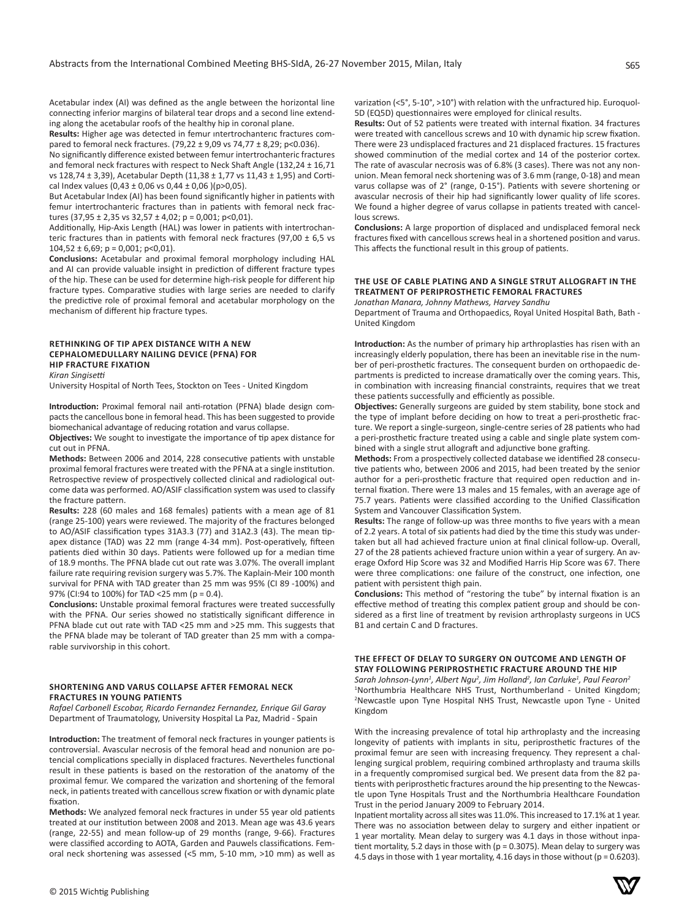Acetabular index (AI) was defined as the angle between the horizontal line connecting inferior margins of bilateral tear drops and a second line extending along the acetabular roofs of the healthy hip in coronal plane.

**Results:** Higher age was detected in femur intertrochanteric fractures compared to femoral neck fractures. (79,22 ± 9,09 vs 74,77 ± 8,29; p<0.036).

No significantly difference existed between femur intertrochanteric fractures and femoral neck fractures with respect to Neck Shaft Angle (132,24 ± 16,71 vs 128,74 ± 3,39), Acetabular Depth (11,38 ± 1,77 vs 11,43 ± 1,95) and Cortical Index values (0,43 ± 0,06 vs 0,44 ± 0,06 )(p>0,05).

But Acetabular Index (AI) has been found significantly higher in patients with femur intertrochanteric fractures than in patients with femoral neck fractures (37,95 ± 2,35 vs 32,57 ± 4,02; p = 0,001; p<0,01).

Additionally, Hip-Axis Length (HAL) was lower in patients with intertrochanteric fractures than in patients with femoral neck fractures (97,00 ± 6,5 vs 104,52 ± 6,69; p = 0,001; p<0,01).

**Conclusions:** Acetabular and proximal femoral morphology including HAL and AI can provide valuable insight in prediction of different fracture types of the hip. These can be used for determine high-risk people for different hip fracture types. Comparative studies with large series are needed to clarify the predictive role of proximal femoral and acetabular morphology on the mechanism of different hip fracture types.

### RETHINKING OF TIP APEX DISTANCE WITH A NEW CEPHALOMEDULLARY NAILING DEVICE (PFNA) FOR HIP FRACTURE FIXATION

*Kiran Singisetti*

University Hospital of North Tees, Stockton on Tees - United Kingdom

**Introduction:** Proximal femoral nail anti-rotation (PFNA) blade design compacts the cancellous bone in femoral head. This has been suggested to provide biomechanical advantage of reducing rotation and varus collapse.

**Objectives:** We sought to investigate the importance of tip apex distance for cut out in PFNA.

**Methods:** Between 2006 and 2014, 228 consecutive patients with unstable proximal femoral fractures were treated with the PFNA at a single institution. Retrospective review of prospectively collected clinical and radiological outcome data was performed. AO/ASIF classification system was used to classify the fracture pattern.

**Results:** 228 (60 males and 168 females) patients with a mean age of 81 (range 25-100) years were reviewed. The majority of the fractures belonged to AO/ASIF classification types 31A3.3 (77) and 31A2.3 (43). The mean tip-apex distance (TAD) was 22 mm (range 4-34 mm). Post-operatively, fifteen patients died within 30 days. Patients were followed up for a median time of 18.9 months. The PFNA blade cut out rate was 3.07%. The overall implant failure rate requiring revision surgery was 5.7%. The Kaplain-Meir 100 month survival for PFNA with TAD greater than 25 mm was 95% (CI 89 -100%) and 97% (CI:94 to 100%) for TAD <25 mm (p = 0.4).

**Conclusions:** Unstable proximal femoral fractures were treated successfully with the PFNA. Our series showed no statistically significant difference in PFNA blade cut out rate with TAD <25 mm and >25 mm. This suggests that the PFNA blade may be tolerant of TAD greater than 25 mm with a comparable survivorship in this cohort.

### SHORTENING AND VARUS COLLAPSE AFTER FEMORAL NECK FRACTURES IN YOUNG PATIENTS

*Rafael Carbonell Escobar, Ricardo Fernandez Fernandez, Enrique Gil Garay*

Department of Traumatology, University Hospital La Paz, Madrid - Spain

**Introduction:** The treatment of femoral neck fractures in younger patients is controversial. Avascular necrosis of the femoral head and nonunion are potencial complications specially in displaced fractures. Nevertheles functional result in these patients is based on the restoration of the anatomy of the proximal femur. We compared the varization and shortening of the femoral neck, in patients treated with cancellous screw fixation or with dynamic plate fixation.

**Methods:** We analyzed femoral neck fractures in under 55 year old patients treated at our institution between 2008 and 2013. Mean age was 43.6 years (range, 22-55) and mean follow-up of 29 months (range, 9-66). Fractures were classified according to AOTA, Garden and Pauwels classifications. Femoral neck shortening was assessed (<5 mm, 5-10 mm, >10 mm) as well as varization (<5°, 5-10°, >10°) with relation with the unfractured hip. Euroquol-5D (EQ5D) questionnaires were employed for clinical results.

**Results:** Out of 52 patients were treated with internal fixation. 34 fractures were treated with cancellous screws and 10 with dynamic hip screw fixation. There were 23 undisplaced fractures and 21 displaced fractures. 15 fractures showed comminution of the medial cortex and 14 of the posterior cortex. The rate of avascular necrosis was of 6.8% (3 cases). There was not any nonunion. Mean femoral neck shortening was of 3.6 mm (range, 0-18) and mean varus collapse was of 2° (range, 0-15°). Patients with severe shortening or avascular necrosis of their hip had significantly lower quality of life scores. We found a higher degree of varus collapse in patients treated with cancellous screws.

**Conclusions:** A large proportion of displaced and undisplaced femoral neck fractures fixed with cancellous screws heal in a shortened position and varus. This affects the functional result in this group of patients.

### THE USE OF CABLE PLATING AND A SINGLE STRUT ALLOGRAFT IN THE TREATMENT OF PERIPROSTHETIC FEMORAL FRACTURES

*Jonathan Manara, Johnny Mathews, Harvey Sandhu*

Department of Trauma and Orthopaedics, Royal United Hospital Bath, Bath - United Kingdom

**Introduction:** As the number of primary hip arthroplasties has risen with an increasingly elderly population, there has been an inevitable rise in the number of peri-prosthetic fractures. The consequent burden on orthopaedic departments is predicted to increase dramatically over the coming years. This, in combination with increasing financial constraints, requires that we treat these patients successfully and efficiently as possible.

**Objectives:** Generally surgeons are guided by stem stability, bone stock and the type of implant before deciding on how to treat a peri-prosthetic fracture. We report a single-surgeon, single-centre series of 28 patients who had a peri-prosthetic fracture treated using a cable and single plate system combined with a single strut allograft and adjunctive bone grafting.

**Methods:** From a prospectively collected database we identified 28 consecutive patients who, between 2006 and 2015, had been treated by the senior author for a peri-prosthetic fracture that required open reduction and internal fixation. There were 13 males and 15 females, with an average age of 75.7 years. Patients were classified according to the Unified Classification System and Vancouver Classification System.

**Results:** The range of follow-up was three months to five years with a mean of 2.2 years. A total of six patients had died by the time this study was undertaken but all had achieved fracture union at final clinical follow-up. Overall, 27 of the 28 patients achieved fracture union within a year of surgery. An average Oxford Hip Score was 32 and Modified Harris Hip Score was 67. There were three complications: one failure of the construct, one infection, one patient with persistent thigh pain.

**Conclusions:** This method of "restoring the tube" by internal fixation is an effective method of treating this complex patient group and should be considered as a first line of treatment by revision arthroplasty surgeons in UCS B1 and certain C and D fractures.

### THE EFFECT OF DELAY TO SURGERY ON OUTCOME AND LENGTH OF STAY FOLLOWING PERIPROSTHETIC FRACTURE AROUND THE HIP

*Sarah Johnson-Lynn[1], Albert Ngu[2], Jim Holland[2], Ian Carluke[1], Paul Fearon[2]*

[1]Northumbria Healthcare NHS Trust, Northumberland - United Kingdom; [2]Newcastle upon Tyne Hospital NHS Trust, Newcastle upon Tyne - United Kingdom

With the increasing prevalence of total hip arthroplasty and the increasing longevity of patients with implants in situ, periprosthetic fractures of the proximal femur are seen with increasing frequency. They represent a challenging surgical problem, requiring combined arthroplasty and trauma skills in a frequently compromised surgical bed. We present data from the 82 patients with periprosthetic fractures around the hip presenting to the Newcastle upon Tyne Hospitals Trust and the Northumbria Healthcare Foundation Trust in the period January 2009 to February 2014.

Inpatient mortality across all sites was 11.0%. This increased to 17.1% at 1 year. There was no association between delay to surgery and either inpatient or 1 year mortality. Mean delay to surgery was 4.1 days in those without inpatient mortality, 5.2 days in those with (p = 0.3075). Mean delay to surgery was 4.5 days in those with 1 year mortality, 4.16 days in those without (p = 0.6203).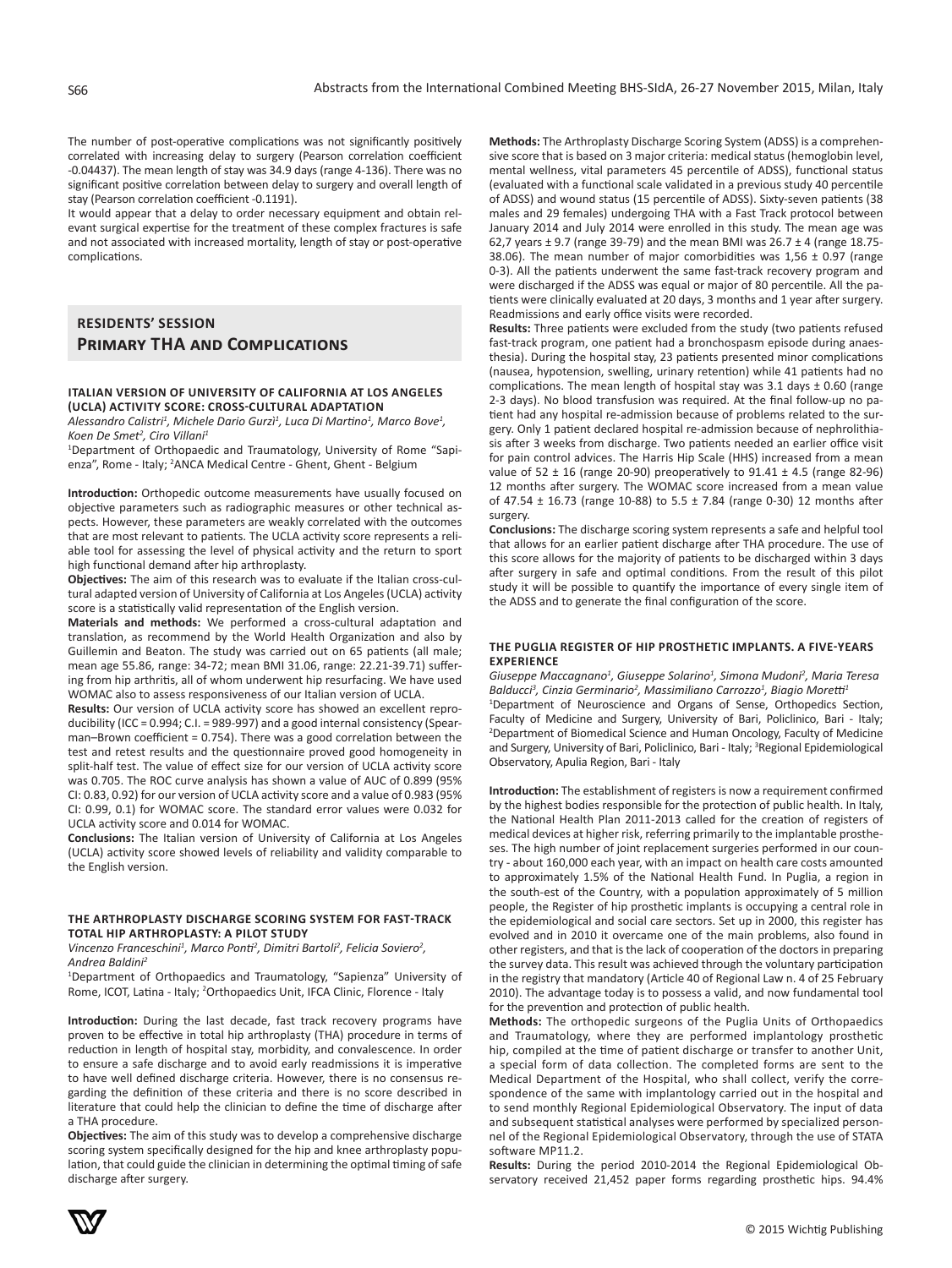The number of post-operative complications was not significantly positively correlated with increasing delay to surgery (Pearson correlation coefficient -0.04437). The mean length of stay was 34.9 days (range 4-136). There was no significant positive correlation between delay to surgery and overall length of stay (Pearson correlation coefficient -0.1191).

It would appear that a delay to order necessary equipment and obtain relevant surgical expertise for the treatment of these complex fractures is safe and not associated with increased mortality, length of stay or post-operative complications.

## RESIDENTS' SESSION
## Primary THA and Complications

### ITALIAN VERSION OF UNIVERSITY OF CALIFORNIA AT LOS ANGELES (UCLA) ACTIVITY SCORE: CROSS-CULTURAL ADAPTATION

*Alessandro Calistri[1], Michele Dario Gurzì[1], Luca Di Martino[1], Marco Bove[1], Koen De Smet[2], Ciro Villani[1]*

[1]Department of Orthopaedic and Traumatology, University of Rome "Sapienza", Rome - Italy; [2]ANCA Medical Centre - Ghent, Ghent - Belgium

**Introduction:** Orthopedic outcome measurements have usually focused on objective parameters such as radiographic measures or other technical aspects. However, these parameters are weakly correlated with the outcomes that are most relevant to patients. The UCLA activity score represents a reliable tool for assessing the level of physical activity and the return to sport high functional demand after hip arthroplasty.

**Objectives:** The aim of this research was to evaluate if the Italian cross-cultural adapted version of University of California at Los Angeles (UCLA) activity score is a statistically valid representation of the English version.

**Materials and methods:** We performed a cross-cultural adaptation and translation, as recommend by the World Health Organization and also by Guillemin and Beaton. The study was carried out on 65 patients (all male; mean age 55.86, range: 34-72; mean BMI 31.06, range: 22.21-39.71) suffering from hip arthritis, all of whom underwent hip resurfacing. We have used WOMAC also to assess responsiveness of our Italian version of UCLA.

**Results:** Our version of UCLA activity score has showed an excellent reproducibility (ICC = 0.994; C.I. = 989-997) and a good internal consistency (Spearman–Brown coefficient = 0.754). There was a good correlation between the test and retest results and the questionnaire proved good homogeneity in split-half test. The value of effect size for our version of UCLA activity score was 0.705. The ROC curve analysis has shown a value of AUC of 0.899 (95% CI: 0.83, 0.92) for our version of UCLA activity score and a value of 0.983 (95% CI: 0.99, 0.1) for WOMAC score. The standard error values were 0.032 for UCLA activity score and 0.014 for WOMAC.

**Conclusions:** The Italian version of University of California at Los Angeles (UCLA) activity score showed levels of reliability and validity comparable to the English version.

### THE ARTHROPLASTY DISCHARGE SCORING SYSTEM FOR FAST-TRACK TOTAL HIP ARTHROPLASTY: A PILOT STUDY

*Vincenzo Franceschini[1], Marco Ponti[2], Dimitri Bartoli[2], Felicia Soviero[2], Andrea Baldini[2]*

[1]Department of Orthopaedics and Traumatology, "Sapienza" University of Rome, ICOT, Latina - Italy; [2]Orthopaedics Unit, IFCA Clinic, Florence - Italy

**Introduction:** During the last decade, fast track recovery programs have proven to be effective in total hip arthroplasty (THA) procedure in terms of reduction in length of hospital stay, morbidity, and convalescence. In order to ensure a safe discharge and to avoid early readmissions it is imperative to have well defined discharge criteria. However, there is no consensus regarding the definition of these criteria and there is no score described in literature that could help the clinician to define the time of discharge after a THA procedure.

**Objectives:** The aim of this study was to develop a comprehensive discharge scoring system specifically designed for the hip and knee arthroplasty population, that could guide the clinician in determining the optimal timing of safe discharge after surgery.

**Methods:** The Arthroplasty Discharge Scoring System (ADSS) is a comprehensive score that is based on 3 major criteria: medical status (hemoglobin level, mental wellness, vital parameters 45 percentile of ADSS), functional status (evaluated with a functional scale validated in a previous study 40 percentile of ADSS) and wound status (15 percentile of ADSS). Sixty-seven patients (38 males and 29 females) undergoing THA with a Fast Track protocol between January 2014 and July 2014 were enrolled in this study. The mean age was 62,7 years ± 9.7 (range 39-79) and the mean BMI was 26.7 ± 4 (range 18.75-38.06). The mean number of major comorbidities was 1,56 ± 0.97 (range 0-3). All the patients underwent the same fast-track recovery program and were discharged if the ADSS was equal or major of 80 percentile. All the patients were clinically evaluated at 20 days, 3 months and 1 year after surgery. Readmissions and early office visits were recorded.

**Results:** Three patients were excluded from the study (two patients refused fast-track program, one patient had a bronchospasm episode during anaesthesia). During the hospital stay, 23 patients presented minor complications (nausea, hypotension, swelling, urinary retention) while 41 patients had no complications. The mean length of hospital stay was 3.1 days ± 0.60 (range 2-3 days). No blood transfusion was required. At the final follow-up no patient had any hospital re-admission because of problems related to the surgery. Only 1 patient declared hospital re-admission because of nephrolithiasis after 3 weeks from discharge. Two patients needed an earlier office visit for pain control advices. The Harris Hip Scale (HHS) increased from a mean value of 52 ± 16 (range 20-90) preoperatively to 91.41 ± 4.5 (range 82-96) 12 months after surgery. The WOMAC score increased from a mean value of 47.54 ± 16.73 (range 10-88) to 5.5 ± 7.84 (range 0-30) 12 months after surgery.

**Conclusions:** The discharge scoring system represents a safe and helpful tool that allows for an earlier patient discharge after THA procedure. The use of this score allows for the majority of patients to be discharged within 3 days after surgery in safe and optimal conditions. From the result of this pilot study it will be possible to quantify the importance of every single item of the ADSS and to generate the final configuration of the score.

### THE PUGLIA REGISTER OF HIP PROSTHETIC IMPLANTS. A FIVE-YEARS EXPERIENCE

*Giuseppe Maccagnano[1], Giuseppe Solarino[1], Simona Mudoni[2], Maria Teresa Balducci[3], Cinzia Germinario[2], Massimiliano Carrozzo[1], Biagio Moretti[1]*

[1]Department of Neuroscience and Organs of Sense, Orthopedics Section, Faculty of Medicine and Surgery, University of Bari, Policlinico, Bari - Italy; [2]Department of Biomedical Science and Human Oncology, Faculty of Medicine and Surgery, University of Bari, Policlinico, Bari - Italy; [3]Regional Epidemiological Observatory, Apulia Region, Bari - Italy

**Introduction:** The establishment of registers is now a requirement confirmed by the highest bodies responsible for the protection of public health. In Italy, the National Health Plan 2011-2013 called for the creation of registers of medical devices at higher risk, referring primarily to the implantable prostheses. The high number of joint replacement surgeries performed in our country - about 160,000 each year, with an impact on health care costs amounted to approximately 1.5% of the National Health Fund. In Puglia, a region in the south-est of the Country, with a population approximately of 5 million people, the Register of hip prosthetic implants is occupying a central role in the epidemiological and social care sectors. Set up in 2000, this register has evolved and in 2010 it overcame one of the main problems, also found in other registers, and that is the lack of cooperation of the doctors in preparing the survey data. This result was achieved through the voluntary participation in the registry that mandatory (Article 40 of Regional Law n. 4 of 25 February 2010). The advantage today is to possess a valid, and now fundamental tool for the prevention and protection of public health.

**Methods:** The orthopedic surgeons of the Puglia Units of Orthopaedics and Traumatology, where they are performed implantology prosthetic hip, compiled at the time of patient discharge or transfer to another Unit, a special form of data collection. The completed forms are sent to the Medical Department of the Hospital, who shall collect, verify the correspondence of the same with implantology carried out in the hospital and to send monthly Regional Epidemiological Observatory. The input of data and subsequent statistical analyses were performed by specialized personnel of the Regional Epidemiological Observatory, through the use of STATA software MP11.2.

**Results:** During the period 2010-2014 the Regional Epidemiological Observatory received 21,452 paper forms regarding prosthetic hips. 94.4%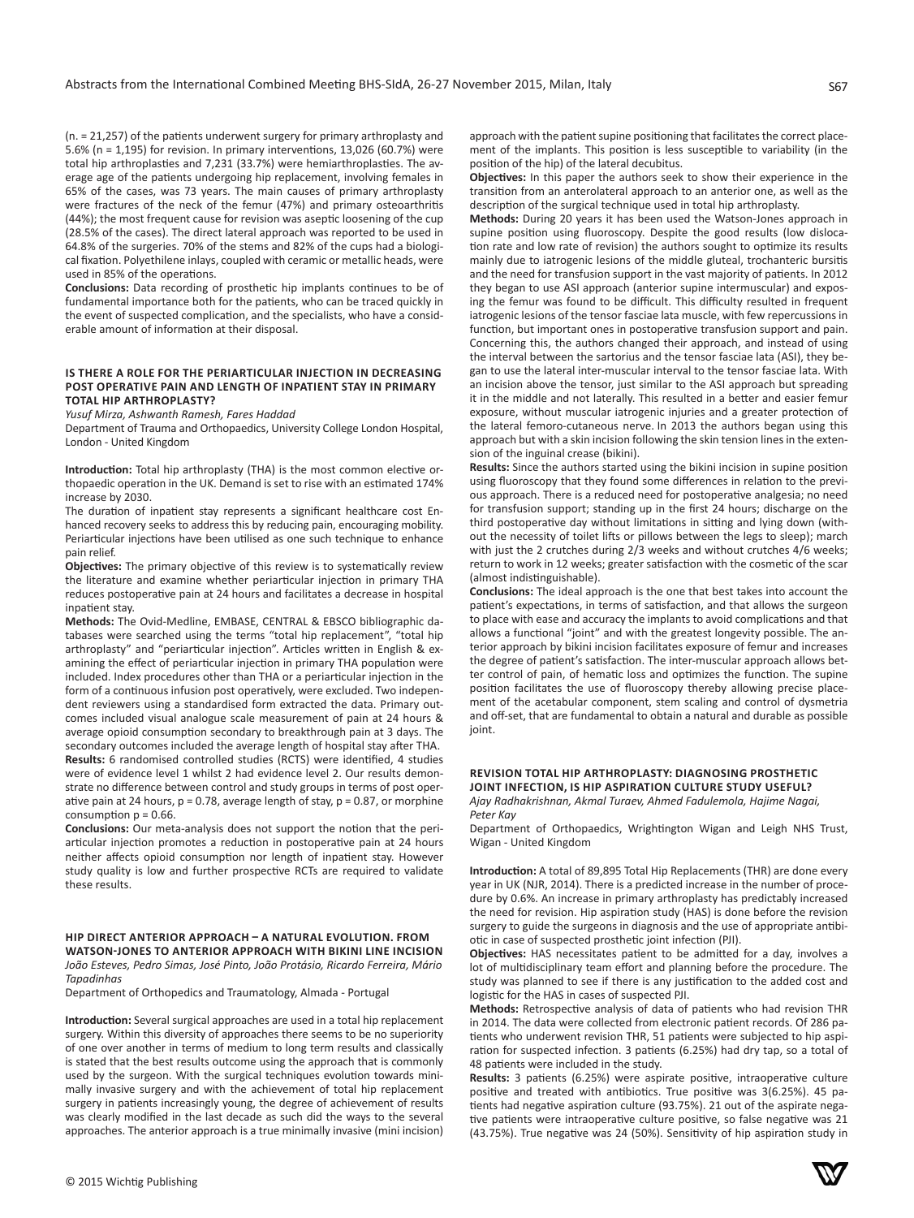(n. = 21,257) of the patients underwent surgery for primary arthroplasty and 5.6% (n = 1,195) for revision. In primary interventions, 13,026 (60.7%) were total hip arthroplasties and 7,231 (33.7%) were hemiarthroplasties. The average age of the patients undergoing hip replacement, involving females in 65% of the cases, was 73 years. The main causes of primary arthroplasty were fractures of the neck of the femur (47%) and primary osteoarthritis (44%); the most frequent cause for revision was aseptic loosening of the cup (28.5% of the cases). The direct lateral approach was reported to be used in 64.8% of the surgeries. 70% of the stems and 82% of the cups had a biological fixation. Polyethilene inlays, coupled with ceramic or metallic heads, were used in 85% of the operations.

**Conclusions:** Data recording of prosthetic hip implants continues to be of fundamental importance both for the patients, who can be traced quickly in the event of suspected complication, and the specialists, who have a considerable amount of information at their disposal.

### IS THERE A ROLE FOR THE PERIARTICULAR INJECTION IN DECREASING POST OPERATIVE PAIN AND LENGTH OF INPATIENT STAY IN PRIMARY TOTAL HIP ARTHROPLASTY?

*Yusuf Mirza, Ashwanth Ramesh, Fares Haddad*

Department of Trauma and Orthopaedics, University College London Hospital, London - United Kingdom

**Introduction:** Total hip arthroplasty (THA) is the most common elective orthopaedic operation in the UK. Demand is set to rise with an estimated 174% increase by 2030.

The duration of inpatient stay represents a significant healthcare cost Enhanced recovery seeks to address this by reducing pain, encouraging mobility. Periarticular injections have been utilised as one such technique to enhance pain relief.

**Objectives:** The primary objective of this review is to systematically review the literature and examine whether periarticular injection in primary THA reduces postoperative pain at 24 hours and facilitates a decrease in hospital inpatient stay.

**Methods:** The Ovid-Medline, EMBASE, CENTRAL & EBSCO bibliographic databases were searched using the terms "total hip replacement", "total hip arthroplasty" and "periarticular injection". Articles written in English & examining the effect of periarticular injection in primary THA population were included. Index procedures other than THA or a periarticular injection in the form of a continuous infusion post operatively, were excluded. Two independent reviewers using a standardised form extracted the data. Primary outcomes included visual analogue scale measurement of pain at 24 hours & average opioid consumption secondary to breakthrough pain at 3 days. The secondary outcomes included the average length of hospital stay after THA.

**Results:** 6 randomised controlled studies (RCTS) were identified, 4 studies were of evidence level 1 whilst 2 had evidence level 2. Our results demonstrate no difference between control and study groups in terms of post operative pain at 24 hours, $p = 0.78$, average length of stay, $p = 0.87$, or morphine consumption $p = 0.66$.

**Conclusions:** Our meta-analysis does not support the notion that the periarticular injection promotes a reduction in postoperative pain at 24 hours neither affects opioid consumption nor length of inpatient stay. However study quality is low and further prospective RCTs are required to validate these results.

### HIP DIRECT ANTERIOR APPROACH – A NATURAL EVOLUTION. FROM WATSON-JONES TO ANTERIOR APPROACH WITH BIKINI LINE INCISION

*João Esteves, Pedro Simas, José Pinto, João Protásio, Ricardo Ferreira, Mário Tapadinhas*

Department of Orthopedics and Traumatology, Almada - Portugal

**Introduction:** Several surgical approaches are used in a total hip replacement surgery. Within this diversity of approaches there seems to be no superiority of one over another in terms of medium to long term results and classically is stated that the best results outcome using the approach that is commonly used by the surgeon. With the surgical techniques evolution towards minimally invasive surgery and with the achievement of total hip replacement surgery in patients increasingly young, the degree of achievement of results was clearly modified in the last decade as such did the ways to the several approaches. The anterior approach is a true minimally invasive (mini incision) approach with the patient supine positioning that facilitates the correct placement of the implants. This position is less susceptible to variability (in the position of the hip) of the lateral decubitus.

**Objectives:** In this paper the authors seek to show their experience in the transition from an anterolateral approach to an anterior one, as well as the description of the surgical technique used in total hip arthroplasty.

**Methods:** During 20 years it has been used the Watson-Jones approach in supine position using fluoroscopy. Despite the good results (low dislocation rate and low rate of revision) the authors sought to optimize its results mainly due to iatrogenic lesions of the middle gluteal, trochanteric bursitis and the need for transfusion support in the vast majority of patients. In 2012 they began to use ASI approach (anterior supine intermuscular) and exposing the femur was found to be difficult. This difficulty resulted in frequent iatrogenic lesions of the tensor fasciae lata muscle, with few repercussions in function, but important ones in postoperative transfusion support and pain. Concerning this, the authors changed their approach, and instead of using the interval between the sartorius and the tensor fasciae lata (ASI), they began to use the lateral inter-muscular interval to the tensor fasciae lata. With an incision above the tensor, just similar to the ASI approach but spreading it in the middle and not laterally. This resulted in a better and easier femur exposure, without muscular iatrogenic injuries and a greater protection of the lateral femoro-cutaneous nerve. In 2013 the authors began using this approach but with a skin incision following the skin tension lines in the extension of the inguinal crease (bikini).

**Results:** Since the authors started using the bikini incision in supine position using fluoroscopy that they found some differences in relation to the previous approach. There is a reduced need for postoperative analgesia; no need for transfusion support; standing up in the first 24 hours; discharge on the third postoperative day without limitations in sitting and lying down (without the necessity of toilet lifts or pillows between the legs to sleep); march with just the 2 crutches during 2/3 weeks and without crutches 4/6 weeks; return to work in 12 weeks; greater satisfaction with the cosmetic of the scar (almost indistinguishable).

**Conclusions:** The ideal approach is the one that best takes into account the patient's expectations, in terms of satisfaction, and that allows the surgeon to place with ease and accuracy the implants to avoid complications and that allows a functional "joint" and with the greatest longevity possible. The anterior approach by bikini incision facilitates exposure of femur and increases the degree of patient's satisfaction. The inter-muscular approach allows better control of pain, of hematic loss and optimizes the function. The supine position facilitates the use of fluoroscopy thereby allowing precise placement of the acetabular component, stem scaling and control of dysmetria and off-set, that are fundamental to obtain a natural and durable as possible joint.

### REVISION TOTAL HIP ARTHROPLASTY: DIAGNOSING PROSTHETIC JOINT INFECTION, IS HIP ASPIRATION CULTURE STUDY USEFUL?

*Ajay Radhakrishnan, Akmal Turaev, Ahmed Fadulemola, Hajime Nagai, Peter Kay*

Department of Orthopaedics, Wrightington Wigan and Leigh NHS Trust, Wigan - United Kingdom

**Introduction:** A total of 89,895 Total Hip Replacements (THR) are done every year in UK (NJR, 2014). There is a predicted increase in the number of procedure by 0.6%. An increase in primary arthroplasty has predictably increased the need for revision. Hip aspiration study (HAS) is done before the revision surgery to guide the surgeons in diagnosis and the use of appropriate antibiotic in case of suspected prosthetic joint infection (PJI).

**Objectives:** HAS necessitates patient to be admitted for a day, involves a lot of multidisciplinary team effort and planning before the procedure. The study was planned to see if there is any justification to the added cost and logistic for the HAS in cases of suspected PJI.

**Methods:** Retrospective analysis of data of patients who had revision THR in 2014. The data were collected from electronic patient records. Of 286 patients who underwent revision THR, 51 patients were subjected to hip aspiration for suspected infection. 3 patients (6.25%) had dry tap, so a total of 48 patients were included in the study.

**Results:** 3 patients (6.25%) were aspirate positive, intraoperative culture positive and treated with antibiotics. True positive was 3(6.25%). 45 patients had negative aspiration culture (93.75%). 21 out of the aspirate negative patients were intraoperative culture positive, so false negative was 21 (43.75%). True negative was 24 (50%). Sensitivity of hip aspiration study in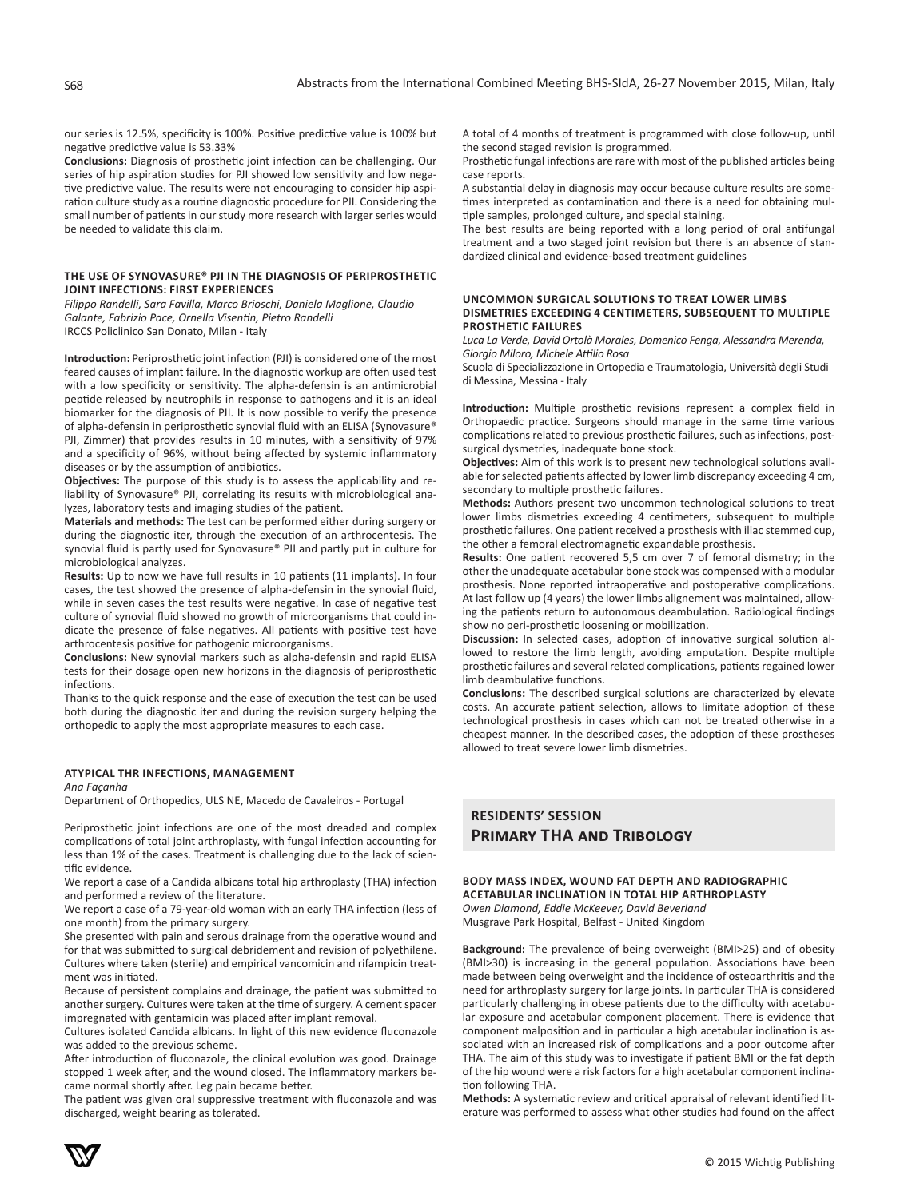our series is 12.5%, specificity is 100%. Positive predictive value is 100% but negative predictive value is 53.33%

**Conclusions:** Diagnosis of prosthetic joint infection can be challenging. Our series of hip aspiration studies for PJI showed low sensitivity and low negative predictive value. The results were not encouraging to consider hip aspiration culture study as a routine diagnostic procedure for PJI. Considering the small number of patients in our study more research with larger series would be needed to validate this claim.

### THE USE OF SYNOVASURE® PJI IN THE DIAGNOSIS OF PERIPROSTHETIC JOINT INFECTIONS: FIRST EXPERIENCES

*Filippo Randelli, Sara Favilla, Marco Brioschi, Daniela Maglione, Claudio Galante, Fabrizio Pace, Ornella Visentin, Pietro Randelli*
IRCCS Policlinico San Donato, Milan - Italy

**Introduction:** Periprosthetic joint infection (PJI) is considered one of the most feared causes of implant failure. In the diagnostic workup are often used test with a low specificity or sensitivity. The alpha-defensin is an antimicrobial peptide released by neutrophils in response to pathogens and it is an ideal biomarker for the diagnosis of PJI. It is now possible to verify the presence of alpha-defensin in periprosthetic synovial fluid with an ELISA (Synovasure® PJI, Zimmer) that provides results in 10 minutes, with a sensitivity of 97% and a specificity of 96%, without being affected by systemic inflammatory diseases or by the assumption of antibiotics.

**Objectives:** The purpose of this study is to assess the applicability and reliability of Synovasure® PJI, correlating its results with microbiological analyzes, laboratory tests and imaging studies of the patient.

**Materials and methods:** The test can be performed either during surgery or during the diagnostic iter, through the execution of an arthrocentesis. The synovial fluid is partly used for Synovasure® PJI and partly put in culture for microbiological analyzes.

**Results:** Up to now we have full results in 10 patients (11 implants). In four cases, the test showed the presence of alpha-defensin in the synovial fluid, while in seven cases the test results were negative. In case of negative test culture of synovial fluid showed no growth of microorganisms that could indicate the presence of false negatives. All patients with positive test have arthrocentesis positive for pathogenic microorganisms.

**Conclusions:** New synovial markers such as alpha-defensin and rapid ELISA tests for their dosage open new horizons in the diagnosis of periprosthetic infections.

Thanks to the quick response and the ease of execution the test can be used both during the diagnostic iter and during the revision surgery helping the orthopedic to apply the most appropriate measures to each case.

### ATYPICAL THR INFECTIONS, MANAGEMENT

*Ana Façanha*
Department of Orthopedics, ULS NE, Macedo de Cavaleiros - Portugal

Periprosthetic joint infections are one of the most dreaded and complex complications of total joint arthroplasty, with fungal infection accounting for less than 1% of the cases. Treatment is challenging due to the lack of scientific evidence.

We report a case of a Candida albicans total hip arthroplasty (THA) infection and performed a review of the literature.

We report a case of a 79-year-old woman with an early THA infection (less of one month) from the primary surgery.

She presented with pain and serous drainage from the operative wound and for that was submitted to surgical debridement and revision of polyethilene. Cultures where taken (sterile) and empirical vancomicin and rifampicin treatment was initiated.

Because of persistent complains and drainage, the patient was submitted to another surgery. Cultures were taken at the time of surgery. A cement spacer impregnated with gentamicin was placed after implant removal.

Cultures isolated Candida albicans. In light of this new evidence fluconazole was added to the previous scheme.

After introduction of fluconazole, the clinical evolution was good. Drainage stopped 1 week after, and the wound closed. The inflammatory markers became normal shortly after. Leg pain became better.

The patient was given oral suppressive treatment with fluconazole and was discharged, weight bearing as tolerated.

A total of 4 months of treatment is programmed with close follow-up, until the second staged revision is programmed.

Prosthetic fungal infections are rare with most of the published articles being case reports.

A substantial delay in diagnosis may occur because culture results are sometimes interpreted as contamination and there is a need for obtaining multiple samples, prolonged culture, and special staining.

The best results are being reported with a long period of oral antifungal treatment and a two staged joint revision but there is an absence of standardized clinical and evidence-based treatment guidelines

### UNCOMMON SURGICAL SOLUTIONS TO TREAT LOWER LIMBS DISMETRIES EXCEEDING 4 CENTIMETERS, SUBSEQUENT TO MULTIPLE PROSTHETIC FAILURES

*Luca La Verde, David Ortolà Morales, Domenico Fenga, Alessandra Merenda, Giorgio Miloro, Michele Attilio Rosa*
Scuola di Specializzazione in Ortopedia e Traumatologia, Università degli Studi di Messina, Messina - Italy

**Introduction:** Multiple prosthetic revisions represent a complex field in Orthopaedic practice. Surgeons should manage in the same time various complications related to previous prosthetic failures, such as infections, post-surgical dysmetries, inadequate bone stock.

**Objectives:** Aim of this work is to present new technological solutions available for selected patients affected by lower limb discrepancy exceeding 4 cm, secondary to multiple prosthetic failures.

**Methods:** Authors present two uncommon technological solutions to treat lower limbs dismetries exceeding 4 centimeters, subsequent to multiple prosthetic failures. One patient received a prosthesis with iliac stemmed cup, the other a femoral electromagnetic expandable prosthesis.

**Results:** One patient recovered 5,5 cm over 7 of femoral dismetry; in the other the unadequate acetabular bone stock was compensed with a modular prosthesis. None reported intraoperative and postoperative complications. At last follow up (4 years) the lower limbs alignement was maintained, allowing the patients return to autonomous deambulation. Radiological findings show no peri-prosthetic loosening or mobilization.

**Discussion:** In selected cases, adoption of innovative surgical solution allowed to restore the limb length, avoiding amputation. Despite multiple prosthetic failures and several related complications, patients regained lower limb deambulative functions.

**Conclusions:** The described surgical solutions are characterized by elevate costs. An accurate patient selection, allows to limitate adoption of these technological prosthesis in cases which can not be treated otherwise in a cheapest manner. In the described cases, the adoption of these prostheses allowed to treat severe lower limb dismetries.

## RESIDENTS' SESSION
## Primary THA and Tribology

### BODY MASS INDEX, WOUND FAT DEPTH AND RADIOGRAPHIC ACETABULAR INCLINATION IN TOTAL HIP ARTHROPLASTY

*Owen Diamond, Eddie McKeever, David Beverland*
Musgrave Park Hospital, Belfast - United Kingdom

**Background:** The prevalence of being overweight (BMI>25) and of obesity (BMI>30) is increasing in the general population. Associations have been made between being overweight and the incidence of osteoarthritis and the need for arthroplasty surgery for large joints. In particular THA is considered particularly challenging in obese patients due to the difficulty with acetabular exposure and acetabular component placement. There is evidence that component malposition and in particular a high acetabular inclination is associated with an increased risk of complications and a poor outcome after THA. The aim of this study was to investigate if patient BMI or the fat depth of the hip wound were a risk factors for a high acetabular component inclination following THA.

**Methods:** A systematic review and critical appraisal of relevant identified literature was performed to assess what other studies had found on the affect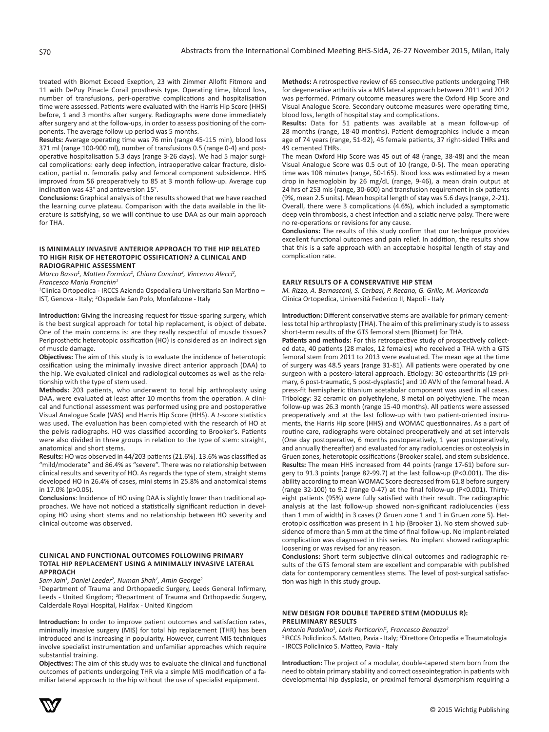treated with Biomet Exceed Exeption, 23 with Zimmer Allofit Fitmore and 11 with DePuy Pinacle Corail prosthesis type. Operating time, blood loss, number of transfusions, peri-operative complications and hospitalisation time were assessed. Patients were evaluated with the Harris Hip Score (HHS) before, 1 and 3 months after surgery. Radiographs were done immediately after surgery and at the follow-ups, in order to assess positioning of the components. The average follow up period was 5 months.

**Results:** Average operating time was 76 min (range 45-115 min), blood loss 371 ml (range 100-900 ml), number of transfusions 0.5 (range 0-4) and postoperative hospitalisation 5.3 days (range 3-26 days). We had 5 major surgical complications: early deep infection, intraoperative calcar fracture, dislocation, partial n. femoralis palsy and femoral component subsidence. HHS improved from 56 preoperatively to 85 at 3 month follow-up. Average cup inclination was 43° and anteversion 15°.

**Conclusions:** Graphical analysis of the results showed that we have reached the learning curve plateau. Comparison with the data available in the literature is satisfying, so we will continue to use DAA as our main approach for THA.

### IS MINIMALLY INVASIVE ANTERIOR APPROACH TO THE HIP RELATED TO HIGH RISK OF HETEROTOPIC OSSIFICATION? A CLINICAL AND RADIOGRAPHIC ASSESSMENT

*Marco Basso[1], Matteo Formica[1], Chiara Concina[2], Vincenzo Alecci[2], Francesco Maria Franchin[1]*

[1]Clinica Ortopedica - IRCCS Azienda Ospedaliera Universitaria San Martino – IST, Genova - Italy; [2]Ospedale San Polo, Monfalcone - Italy

**Introduction:** Giving the increasing request for tissue-sparing surgery, which is the best surgical approach for total hip replacement, is object of debate. One of the main concerns is: are they really respectful of muscle tissues? Periprosthetic heterotopic ossification (HO) is considered as an indirect sign of muscle damage.

**Objectives:** The aim of this study is to evaluate the incidence of heterotopic ossification using the minimally invasive direct anterior approach (DAA) to the hip. We evaluated clinical and radiological outcomes as well as the relationship with the type of stem used.

**Methods:** 203 patients, who underwent to total hip arthroplasty using DAA, were evaluated at least after 10 months from the operation. A clinical and functional assessment was performed using pre and postoperative Visual Analogue Scale (VAS) and Harris Hip Score (HHS). A *t*-score statistics was used. The evaluation has been completed with the research of HO at the pelvis radiographs. HO was classified according to Brooker's. Patients were also divided in three groups in relation to the type of stem: straight, anatomical and short stems.

**Results:** HO was observed in 44/203 patients (21.6%). 13.6% was classified as "mild/moderate" and 86.4% as "severe". There was no relationship between clinical results and severity of HO. As regards the type of stem, straight stems developed HO in 26.4% of cases, mini stems in 25.8% and anatomical stems in 17.0% (p>0.05).

**Conclusions**: Incidence of HO using DAA is slightly lower than traditional approaches. We have not noticed a statistically significant reduction in developing HO using short stems and no relationship between HO severity and clinical outcome was observed.

### CLINICAL AND FUNCTIONAL OUTCOMES FOLLOWING PRIMARY TOTAL HIP REPLACEMENT USING A MINIMALLY INVASIVE LATERAL APPROACH

*Sam Jain[1], Daniel Leeder[2], Numan Shah[1], Amin George[2]*

[1]Department of Trauma and Orthopaedic Surgery, Leeds General Infirmary, Leeds - United Kingdom; [2]Department of Trauma and Orthopaedic Surgery, Calderdale Royal Hospital, Halifax - United Kingdom

**Introduction:** In order to improve patient outcomes and satisfaction rates, minimally invasive surgery (MIS) for total hip replacement (THR) has been introduced and is increasing in popularity. However, current MIS techniques involve specialist instrumentation and unfamiliar approaches which require substantial training.

**Objectives:** The aim of this study was to evaluate the clinical and functional outcomes of patients undergoing THR via a simple MIS modification of a familiar lateral approach to the hip without the use of specialist equipment.

**Methods:** A retrospective review of 65 consecutive patients undergoing THR for degenerative arthritis via a MIS lateral approach between 2011 and 2012 was performed. Primary outcome measures were the Oxford Hip Score and Visual Analogue Score. Secondary outcome measures were operating time, blood loss, length of hospital stay and complications.

**Results:** Data for 51 patients was available at a mean follow-up of 28 months (range, 18-40 months). Patient demographics include a mean age of 74 years (range, 51-92), 45 female patients, 37 right-sided THRs and 49 cemented THRs.

The mean Oxford Hip Score was 45 out of 48 (range, 38-48) and the mean Visual Analogue Score was 0.5 out of 10 (range, 0-5). The mean operating time was 108 minutes (range, 50-165). Blood loss was estimated by a mean drop in haemoglobin by 26 mg/dL (range, 9-46), a mean drain output at 24 hrs of 253 mls (range, 30-600) and transfusion requirement in six patients (9%, mean 2.5 units). Mean hospital length of stay was 5.6 days (range, 2-21). Overall, there were 3 complications (4.6%), which included a symptomatic deep vein thrombosis, a chest infection and a sciatic nerve palsy. There were no re-operations or revisions for any cause.

**Conclusions:** The results of this study confirm that our technique provides excellent functional outcomes and pain relief. In addition, the results show that this is a safe approach with an acceptable hospital length of stay and complication rate.

### EARLY RESULTS OF A CONSERVATIVE HIP STEM

*M. Rizzo, A. Bernasconi, S. Cerbasi, P. Recano, G. Grillo, M. Mariconda*

Clinica Ortopedica, Università Federico II, Napoli - Italy

**Introduction:** Different conservative stems are available for primary cementless total hip arthroplasty (THA). The aim of this preliminary study is to assess short-term results of the GTS femoral stem (Biomet) for THA.

**Patients and methods:** For this retrospective study of prospectively collected data, 40 patients (28 males, 12 females) who received a THA with a GTS femoral stem from 2011 to 2013 were evaluated. The mean age at the time of surgery was 48.5 years (range 31-81). All patients were operated by one surgeon with a postero-lateral approach. Etiology: 30 osteoarthritis (19 primary, 6 post-traumatic, 5 post-dysplastic) and 10 AVN of the femoral head. A press-fit hemispheric titanium acetabular component was used in all cases. Tribology: 32 ceramic on polyethylene, 8 metal on polyethylene. The mean follow-up was 26.3 month (range 15-40 months). All patients were assessed preoperatively and at the last follow-up with two patient-oriented instruments, the Harris Hip score (HHS) and WOMAC questionnaires. As a part of routine care, radiographs were obtained preoperatively and at set intervals (One day postoperative, 6 months postoperatively, 1 year postoperatively, and annually thereafter) and evaluated for any radiolucencies or osteolysis in Gruen zones, heterotopic ossifications (Brooker scale), and stem subsidence.

**Results:** The mean HHS increased from 44 points (range 17-61) before surgery to 91.3 points (range 82-99.7) at the last follow-up (P<0.001). The disability according to mean WOMAC Score decreased from 61.8 before surgery (range 32-100) to 9.2 (range 0-47) at the final follow-up (P<0.001). Thirty-eight patients (95%) were fully satisfied with their result. The radiographic analysis at the last follow-up showed non-significant radiolucencies (less than 1 mm of width) in 3 cases (2 Gruen zone 1 and 1 in Gruen zone 5). Heterotopic ossification was present in 1 hip (Brooker 1). No stem showed subsidence of more than 5 mm at the time of final follow-up. No implant-related complication was diagnosed in this series. No implant showed radiographic loosening or was revised for any reason.

**Conclusions:** Short term subjective clinical outcomes and radiographic results of the GTS femoral stem are excellent and comparable with published data for contemporary cementless stems. The level of post-surgical satisfaction was high in this study group.

### NEW DESIGN FOR DOUBLE TAPERED STEM (MODULUS R): PRELIMINARY RESULTS

*Antonio Padolino[1], Loris Perticarini[1], Francesco Benazzo[2]*

[1]IRCCS Policlinico S. Matteo, Pavia - Italy; [2]Direttore Ortopedia e Traumatologia - IRCCS Policlinico S. Matteo, Pavia - Italy

**Introduction:** The project of a modular, double-tapered stem born from the need to obtain primary stability and correct osseointegration in patients with developmental hip dysplasia, or proximal femoral dysmorphism requiring a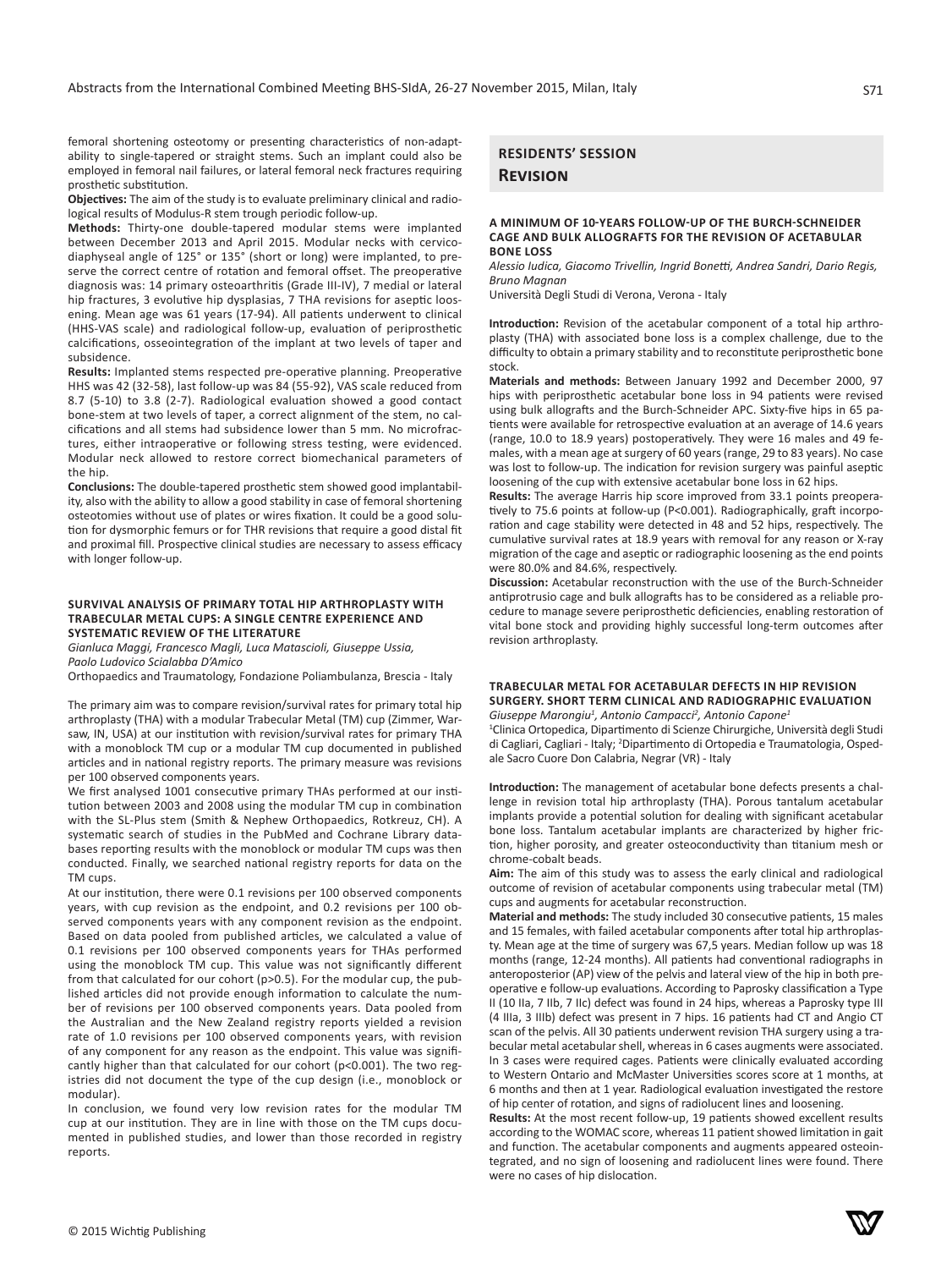femoral shortening osteotomy or presenting characteristics of non-adaptability to single-tapered or straight stems. Such an implant could also be employed in femoral nail failures, or lateral femoral neck fractures requiring prosthetic substitution.

**Objectives:** The aim of the study is to evaluate preliminary clinical and radiological results of Modulus-R stem trough periodic follow-up.

**Methods:** Thirty-one double-tapered modular stems were implanted between December 2013 and April 2015. Modular necks with cervico-diaphyseal angle of 125° or 135° (short or long) were implanted, to preserve the correct centre of rotation and femoral offset. The preoperative diagnosis was: 14 primary osteoarthritis (Grade III-IV), 7 medial or lateral hip fractures, 3 evolutive hip dysplasias, 7 THA revisions for aseptic loosening. Mean age was 61 years (17-94). All patients underwent to clinical (HHS-VAS scale) and radiological follow-up, evaluation of periprosthetic calcifications, osseointegration of the implant at two levels of taper and subsidence.

**Results:** Implanted stems respected pre-operative planning. Preoperative HHS was 42 (32-58), last follow-up was 84 (55-92), VAS scale reduced from 8.7 (5-10) to 3.8 (2-7). Radiological evaluation showed a good contact bone-stem at two levels of taper, a correct alignment of the stem, no calcifications and all stems had subsidence lower than 5 mm. No microfractures, either intraoperative or following stress testing, were evidenced. Modular neck allowed to restore correct biomechanical parameters of the hip.

**Conclusions:** The double-tapered prosthetic stem showed good implantability, also with the ability to allow a good stability in case of femoral shortening osteotomies without use of plates or wires fixation. It could be a good solution for dysmorphic femurs or for THR revisions that require a good distal fit and proximal fill. Prospective clinical studies are necessary to assess efficacy with longer follow-up.

### SURVIVAL ANALYSIS OF PRIMARY TOTAL HIP ARTHROPLASTY WITH TRABECULAR METAL CUPS: A SINGLE CENTRE EXPERIENCE AND SYSTEMATIC REVIEW OF THE LITERATURE

*Gianluca Maggi, Francesco Magli, Luca Matascioli, Giuseppe Ussia, Paolo Ludovico Scialabba D'Amico*

Orthopaedics and Traumatology, Fondazione Poliambulanza, Brescia - Italy

The primary aim was to compare revision/survival rates for primary total hip arthroplasty (THA) with a modular Trabecular Metal (TM) cup (Zimmer, Warsaw, IN, USA) at our institution with revision/survival rates for primary THA with a monoblock TM cup or a modular TM cup documented in published articles and in national registry reports. The primary measure was revisions per 100 observed components years.

We first analysed 1001 consecutive primary THAs performed at our institution between 2003 and 2008 using the modular TM cup in combination with the SL-Plus stem (Smith & Nephew Orthopaedics, Rotkreuz, CH). A systematic search of studies in the PubMed and Cochrane Library databases reporting results with the monoblock or modular TM cups was then conducted. Finally, we searched national registry reports for data on the TM cups.

At our institution, there were 0.1 revisions per 100 observed components years, with cup revision as the endpoint, and 0.2 revisions per 100 observed components years with any component revision as the endpoint. Based on data pooled from published articles, we calculated a value of 0.1 revisions per 100 observed components years for THAs performed using the monoblock TM cup. This value was not significantly different from that calculated for our cohort (p>0.5). For the modular cup, the published articles did not provide enough information to calculate the number of revisions per 100 observed components years. Data pooled from the Australian and the New Zealand registry reports yielded a revision rate of 1.0 revisions per 100 observed components years, with revision of any component for any reason as the endpoint. This value was significantly higher than that calculated for our cohort (p<0.001). The two registries did not document the type of the cup design (i.e., monoblock or modular).

In conclusion, we found very low revision rates for the modular TM cup at our institution. They are in line with those on the TM cups documented in published studies, and lower than those recorded in registry reports.

## RESIDENTS' SESSION

## Revision

### A MINIMUM OF 10-YEARS FOLLOW-UP OF THE BURCH-SCHNEIDER CAGE AND BULK ALLOGRAFTS FOR THE REVISION OF ACETABULAR BONE LOSS

*Alessio Iudica, Giacomo Trivellin, Ingrid Bonetti, Andrea Sandri, Dario Regis, Bruno Magnan*

Università Degli Studi di Verona, Verona - Italy

**Introduction:** Revision of the acetabular component of a total hip arthroplasty (THA) with associated bone loss is a complex challenge, due to the difficulty to obtain a primary stability and to reconstitute periprosthetic bone stock.

**Materials and methods:** Between January 1992 and December 2000, 97 hips with periprosthetic acetabular bone loss in 94 patients were revised using bulk allografts and the Burch-Schneider APC. Sixty-five hips in 65 patients were available for retrospective evaluation at an average of 14.6 years (range, 10.0 to 18.9 years) postoperatively. They were 16 males and 49 females, with a mean age at surgery of 60 years (range, 29 to 83 years). No case was lost to follow-up. The indication for revision surgery was painful aseptic loosening of the cup with extensive acetabular bone loss in 62 hips.

**Results:** The average Harris hip score improved from 33.1 points preoperatively to 75.6 points at follow-up (P<0.001). Radiographically, graft incorporation and cage stability were detected in 48 and 52 hips, respectively. The cumulative survival rates at 18.9 years with removal for any reason or X-ray migration of the cage and aseptic or radiographic loosening as the end points were 80.0% and 84.6%, respectively.

**Discussion:** Acetabular reconstruction with the use of the Burch-Schneider antiprotrusio cage and bulk allografts has to be considered as a reliable procedure to manage severe periprosthetic deficiencies, enabling restoration of vital bone stock and providing highly successful long-term outcomes after revision arthroplasty.

### TRABECULAR METAL FOR ACETABULAR DEFECTS IN HIP REVISION SURGERY. SHORT TERM CLINICAL AND RADIOGRAPHIC EVALUATION

*Giuseppe Marongiu[1], Antonio Campacci[2], Antonio Capone[1]*

[1]Clinica Ortopedica, Dipartimento di Scienze Chirurgiche, Università degli Studi di Cagliari, Cagliari - Italy; [2]Dipartimento di Ortopedia e Traumatologia, Ospedale Sacro Cuore Don Calabria, Negrar (VR) - Italy

**Introduction:** The management of acetabular bone defects presents a challenge in revision total hip arthroplasty (THA). Porous tantalum acetabular implants provide a potential solution for dealing with significant acetabular bone loss. Tantalum acetabular implants are characterized by higher friction, higher porosity, and greater osteoconductivity than titanium mesh or chrome-cobalt beads.

**Aim:** The aim of this study was to assess the early clinical and radiological outcome of revision of acetabular components using trabecular metal (TM) cups and augments for acetabular reconstruction.

**Material and methods:** The study included 30 consecutive patients, 15 males and 15 females, with failed acetabular components after total hip arthroplasty. Mean age at the time of surgery was 67,5 years. Median follow up was 18 months (range, 12-24 months). All patients had conventional radiographs in anteroposterior (AP) view of the pelvis and lateral view of the hip in both preoperative e follow-up evaluations. According to Paprosky classification a Type II (10 IIa, 7 IIb, 7 IIc) defect was found in 24 hips, whereas a Paprosky type III (4 IIIa, 3 IIIb) defect was present in 7 hips. 16 patients had CT and Angio CT scan of the pelvis. All 30 patients underwent revision THA surgery using a trabecular metal acetabular shell, whereas in 6 cases augments were associated. In 3 cases were required cages. Patients were clinically evaluated according to Western Ontario and McMaster Universities scores score at 1 months, at 6 months and then at 1 year. Radiological evaluation investigated the restore of hip center of rotation, and signs of radiolucent lines and loosening.

**Results:** At the most recent follow-up, 19 patients showed excellent results according to the WOMAC score, whereas 11 patient showed limitation in gait and function. The acetabular components and augments appeared osteointegrated, and no sign of loosening and radiolucent lines were found. There were no cases of hip dislocation.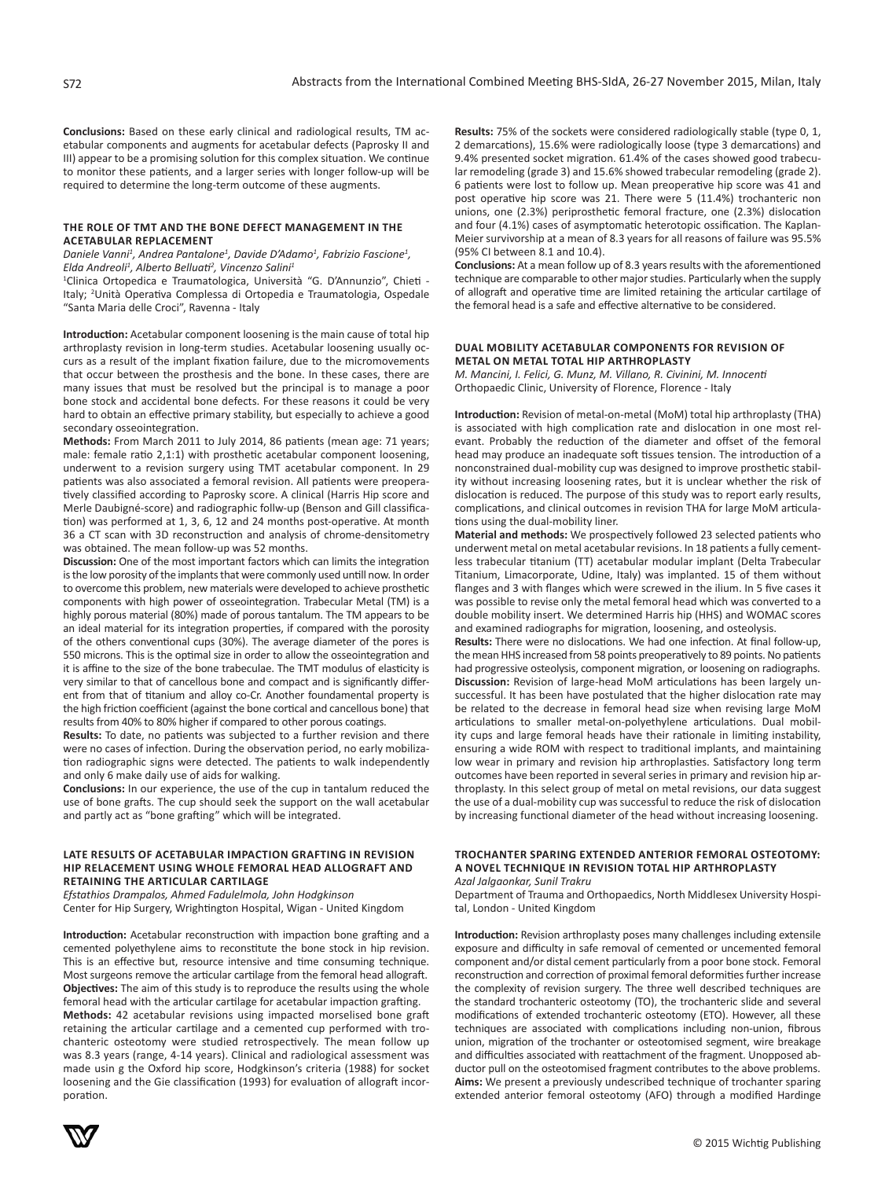**Conclusions:** Based on these early clinical and radiological results, TM acetabular components and augments for acetabular defects (Paprosky II and III) appear to be a promising solution for this complex situation. We continue to monitor these patients, and a larger series with longer follow-up will be required to determine the long-term outcome of these augments.

### THE ROLE OF TMT AND THE BONE DEFECT MANAGEMENT IN THE ACETABULAR REPLACEMENT

*Daniele Vanni[1], Andrea Pantalone[1], Davide D'Adamo[1], Fabrizio Fascione[1], Elda Andreoli[1], Alberto Belluati[2], Vincenzo Salini[1]*

[1]Clinica Ortopedica e Traumatologica, Università "G. D'Annunzio", Chieti - Italy; [2]Unità Operativa Complessa di Ortopedia e Traumatologia, Ospedale "Santa Maria delle Croci", Ravenna - Italy

**Introduction:** Acetabular component loosening is the main cause of total hip arthroplasty revision in long-term studies. Acetabular loosening usually occurs as a result of the implant fixation failure, due to the micromovements that occur between the prosthesis and the bone. In these cases, there are many issues that must be resolved but the principal is to manage a poor bone stock and accidental bone defects. For these reasons it could be very hard to obtain an effective primary stability, but especially to achieve a good secondary osseointegration.

**Methods:** From March 2011 to July 2014, 86 patients (mean age: 71 years; male: female ratio 2,1:1) with prosthetic acetabular component loosening, underwent to a revision surgery using TMT acetabular component. In 29 patients was also associated a femoral revision. All patients were preoperatively classified according to Paprosky score. A clinical (Harris Hip score and Merle Daubigné-score) and radiographic follwup (Benson and Gill classification) was performed at 1, 3, 6, 12 and 24 months post-operative. At month 36 a CT scan with 3D reconstruction and analysis of chrome-densitometry was obtained. The mean follow-up was 52 months.

**Discussion:** One of the most important factors which can limits the integration is the low porosity of the implants that were commonly used untill now. In order to overcome this problem, new materials were developed to achieve prosthetic components with high power of osseointegration. Trabecular Metal (TM) is a highly porous material (80%) made of porous tantalum. The TM appears to be an ideal material for its integration properties, if compared with the porosity of the others conventional cups (30%). The average diameter of the pores is 550 microns. This is the optimal size in order to allow the osseointegration and it is affine to the size of the bone trabeculae. The TMT modulus of elasticity is very similar to that of cancellous bone and compact and is significantly different from that of titanium and alloy co-Cr. Another foundamental property is the high friction coefficient (against the bone cortical and cancellous bone) that results from 40% to 80% higher if compared to other porous coatings.

**Results:** To date, no patients was subjected to a further revision and there were no cases of infection. During the observation period, no early mobilization radiographic signs were detected. The patients to walk independently and only 6 make daily use of aids for walking.

**Conclusions:** In our experience, the use of the cup in tantalum reduced the use of bone grafts. The cup should seek the support on the wall acetabular and partly act as "bone grafting" which will be integrated.

### LATE RESULTS OF ACETABULAR IMPACTION GRAFTING IN REVISION HIP RELACEMENT USING WHOLE FEMORAL HEAD ALLOGRAFT AND RETAINING THE ARTICULAR CARTILAGE

*Efstathios Drampalos, Ahmed Fadulelmola, John Hodgkinson*

Center for Hip Surgery, Wrightington Hospital, Wigan - United Kingdom

**Introduction:** Acetabular reconstruction with impaction bone grafting and a cemented polyethylene aims to reconstitute the bone stock in hip revision. This is an effective but, resource intensive and time consuming technique. Most surgeons remove the articular cartilage from the femoral head allograft.

**Objectives:** The aim of this study is to reproduce the results using the whole femoral head with the articular cartilage for acetabular impaction grafting.

**Methods:** 42 acetabular revisions using impacted morselised bone graft retaining the articular cartilage and a cemented cup performed with trochanteric osteotomy were studied retrospectively. The mean follow up was 8.3 years (range, 4-14 years). Clinical and radiological assessment was made usin g the Oxford hip score, Hodgkinson's criteria (1988) for socket loosening and the Gie classification (1993) for evaluation of allograft incorporation.

**Results:** 75% of the sockets were considered radiologically stable (type 0, 1, 2 demarcations), 15.6% were radiologically loose (type 3 demarcations) and 9.4% presented socket migration. 61.4% of the cases showed good trabecular remodeling (grade 3) and 15.6% showed trabecular remodeling (grade 2). 6 patients were lost to follow up. Mean preoperative hip score was 41 and post operative hip score was 21. There were 5 (11.4%) trochanteric non unions, one (2.3%) periprosthetic femoral fracture, one (2.3%) dislocation and four (4.1%) cases of asymptomatic heterotopic ossification. The Kaplan-Meier survivorship at a mean of 8.3 years for all reasons of failure was 95.5% (95% CI between 8.1 and 10.4).

**Conclusions:** At a mean follow up of 8.3 years results with the aforementioned technique are comparable to other major studies. Particularly when the supply of allograft and operative time are limited retaining the articular cartilage of the femoral head is a safe and effective alternative to be considered.

### DUAL MOBILITY ACETABULAR COMPONENTS FOR REVISION OF METAL ON METAL TOTAL HIP ARTHROPLASTY

*M. Mancini, I. Felici, G. Munz, M. Villano, R. Civinini, M. Innocenti*

Orthopaedic Clinic, University of Florence, Florence - Italy

**Introduction:** Revision of metal-on-metal (MoM) total hip arthroplasty (THA) is associated with high complication rate and dislocation in one most relevant. Probably the reduction of the diameter and offset of the femoral head may produce an inadequate soft tissues tension. The introduction of a nonconstrained dual-mobility cup was designed to improve prosthetic stability without increasing loosening rates, but it is unclear whether the risk of dislocation is reduced. The purpose of this study was to report early results, complications, and clinical outcomes in revision THA for large MoM articulations using the dual-mobility liner.

**Material and methods:** We prospectively followed 23 selected patients who underwent metal on metal acetabular revisions. In 18 patients a fully cementless trabecular titanium (TT) acetabular modular implant (Delta Trabecular Titanium, Limacorporate, Udine, Italy) was implanted. 15 of them without flanges and 3 with flanges which were screwed in the ilium. In 5 five cases it was possible to revise only the metal femoral head which was converted to a double mobility insert. We determined Harris hip (HHS) and WOMAC scores and examined radiographs for migration, loosening, and osteolysis.

**Results:** There were no dislocations. We had one infection. At final follow-up, the mean HHS increased from 58 points preoperatively to 89 points. No patients had progressive osteolysis, component migration, or loosening on radiographs.

**Discussion:** Revision of large-head MoM articulations has been largely unsuccessful. It has been have postulated that the higher dislocation rate may be related to the decrease in femoral head size when revising large MoM articulations to smaller metal-on-polyethylene articulations. Dual mobility cups and large femoral heads have their rationale in limiting instability, ensuring a wide ROM with respect to traditional implants, and maintaining low wear in primary and revision hip arthroplasties. Satisfactory long term outcomes have been reported in several series in primary and revision hip arthroplasty. In this select group of metal on metal revisions, our data suggest the use of a dual-mobility cup was successful to reduce the risk of dislocation by increasing functional diameter of the head without increasing loosening.

### TROCHANTER SPARING EXTENDED ANTERIOR FEMORAL OSTEOTOMY: A NOVEL TECHNIQUE IN REVISION TOTAL HIP ARTHROPLASTY

*Azal Jalgaonkar, Sunil Trakru*

Department of Trauma and Orthopaedics, North Middlesex University Hospital, London - United Kingdom

**Introduction:** Revision arthroplasty poses many challenges including extensile exposure and difficulty in safe removal of cemented or uncemented femoral component and/or distal cement particularly from a poor bone stock. Femoral reconstruction and correction of proximal femoral deformities further increase the complexity of revision surgery. The three well described techniques are the standard trochanteric osteotomy (TO), the trochanteric slide and several modifications of extended trochanteric osteotomy (ETO). However, all these techniques are associated with complications including non-union, fibrous union, migration of the trochanter or osteotomised segment, wire breakage and difficulties associated with reattachment of the fragment. Unopposed abductor pull on the osteotomised fragment contributes to the above problems.

**Aims:** We present a previously undescribed technique of trochanter sparing extended anterior femoral osteotomy (AFO) through a modified Hardinge